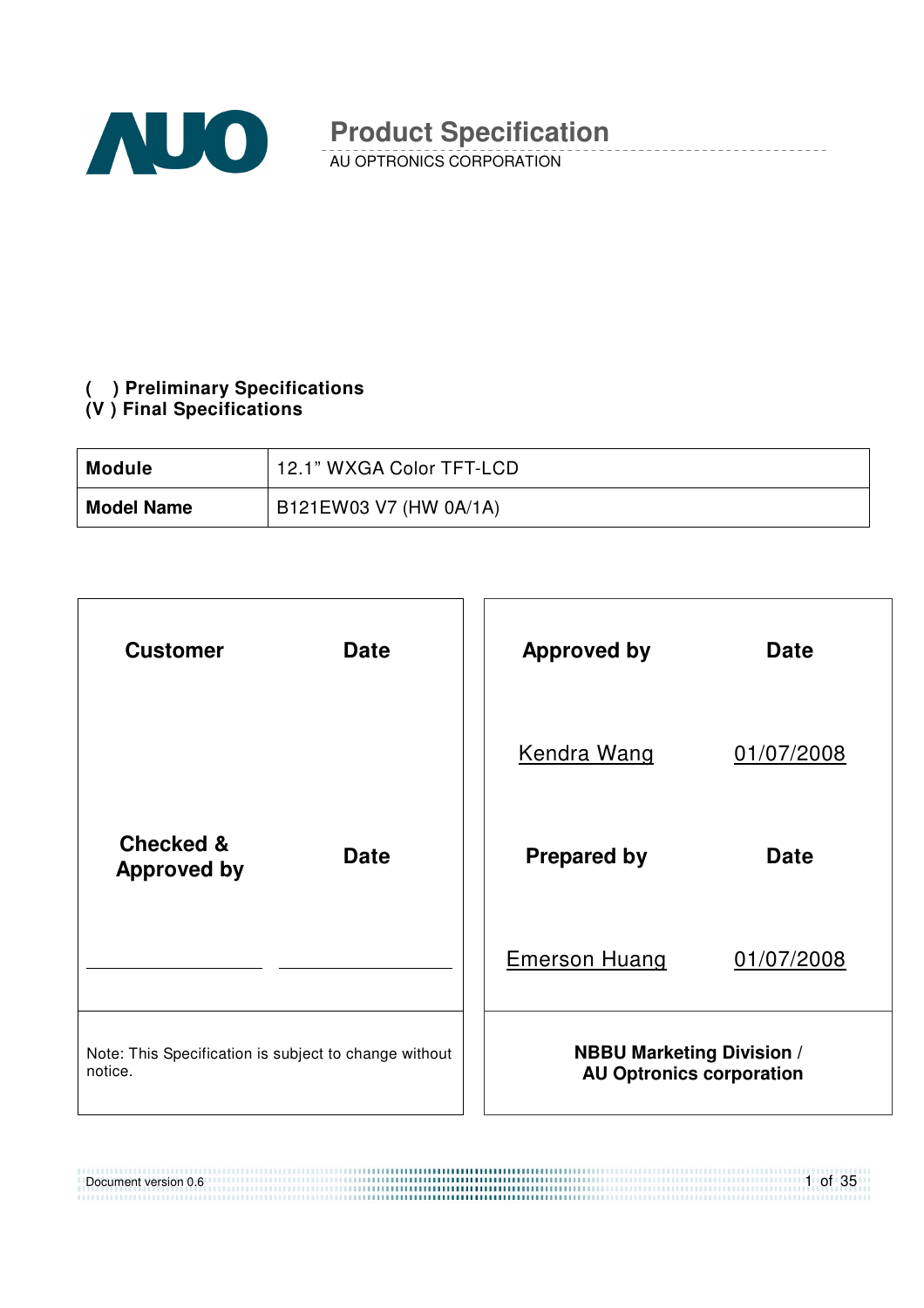# Product Specification

AU OPTRONICS CORPORATION

**( ) Preliminary Specifications**
**(V ) Final Specifications**

| **Module** | 12.1" WXGA Color TFT-LCD |
|---|---|
| **Model Name** | B121EW03 V7 (HW 0A/1A) |

| **Customer** | **Date** | **Approved by** | **Date** |
|---|---|---|---|
| | | Kendra Wang | 01/07/2008 |
| **Checked & Approved by** | **Date** | **Prepared by** | **Date** |
| | | Emerson Huang | 01/07/2008 |
| Note: This Specification is subject to change without notice. | | **NBBU Marketing Division / AU Optronics corporation** | |

Document version 0.6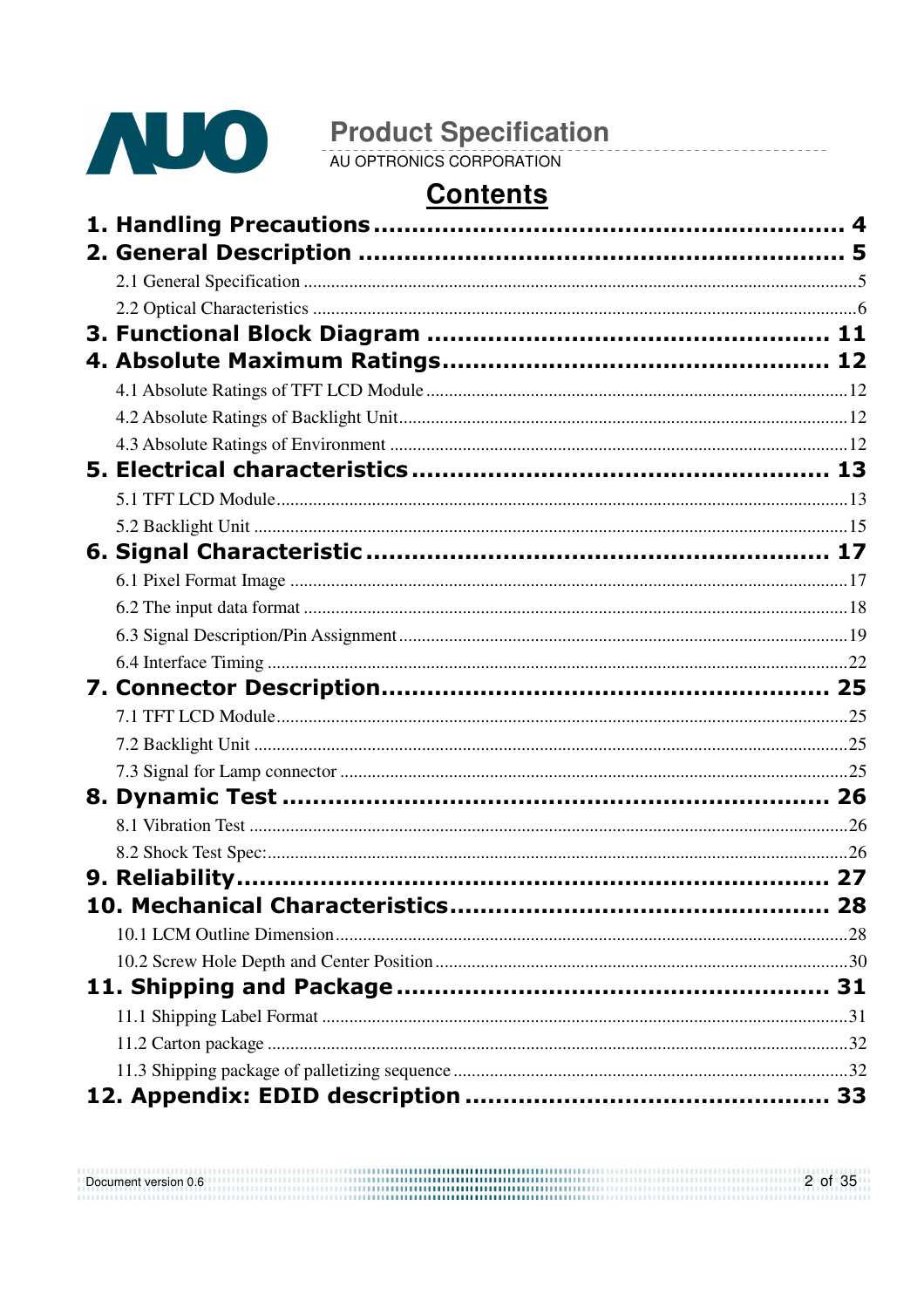# Contents

**1. Handling Precautions ........................................................ 4**

**2. General Description ........................................................ 5**

2.1 General Specification ........................................................ 5

2.2 Optical Characteristics ........................................................ 6

**3. Functional Block Diagram ........................................................ 11**

**4. Absolute Maximum Ratings ........................................................ 12**

4.1 Absolute Ratings of TFT LCD Module ........................................................ 12

4.2 Absolute Ratings of Backlight Unit ........................................................ 12

4.3 Absolute Ratings of Environment ........................................................ 12

**5. Electrical characteristics ........................................................ 13**

5.1 TFT LCD Module ........................................................ 13

5.2 Backlight Unit ........................................................ 15

**6. Signal Characteristic ........................................................ 17**

6.1 Pixel Format Image ........................................................ 17

6.2 The input data format ........................................................ 18

6.3 Signal Description/Pin Assignment ........................................................ 19

6.4 Interface Timing ........................................................ 22

**7. Connector Description ........................................................ 25**

7.1 TFT LCD Module ........................................................ 25

7.2 Backlight Unit ........................................................ 25

7.3 Signal for Lamp connector ........................................................ 25

**8. Dynamic Test ........................................................ 26**

8.1 Vibration Test ........................................................ 26

8.2 Shock Test Spec: ........................................................ 26

**9. Reliability ........................................................ 27**

**10. Mechanical Characteristics ........................................................ 28**

10.1 LCM Outline Dimension ........................................................ 28

10.2 Screw Hole Depth and Center Position ........................................................ 30

**11. Shipping and Package ........................................................ 31**

11.1 Shipping Label Format ........................................................ 31

11.2 Carton package ........................................................ 32

11.3 Shipping package of palletizing sequence ........................................................ 32

**12. Appendix: EDID description ........................................................ 33**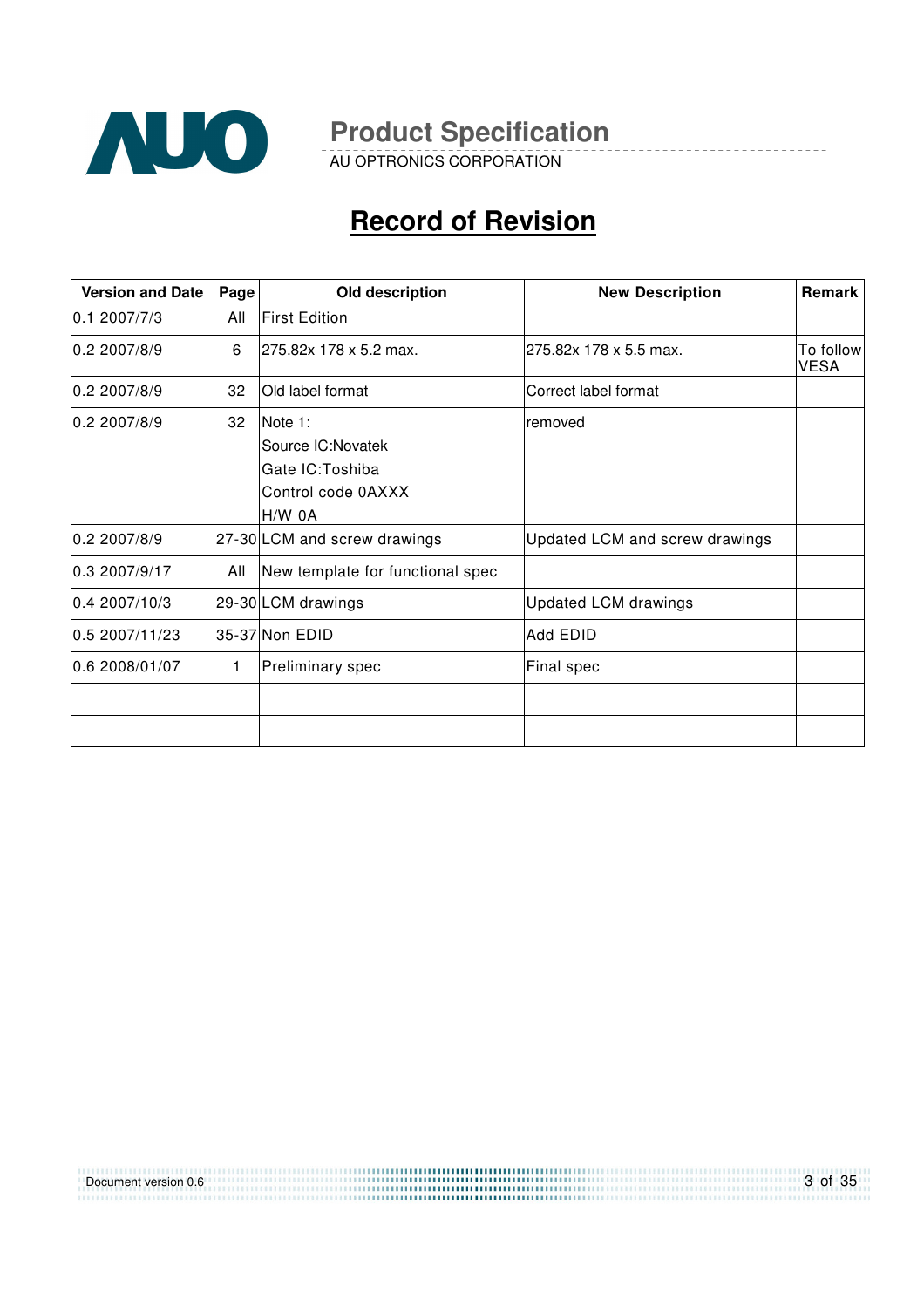# Record of Revision

| Version and Date | Page | Old description | New Description | Remark |
|---|---|---|---|---|
| 0.1 2007/7/3 | All | First Edition | | |
| 0.2 2007/8/9 | 6 | 275.82x 178 x 5.2 max. | 275.82x 178 x 5.5 max. | To follow VESA |
| 0.2 2007/8/9 | 32 | Old label format | Correct label format | |
| 0.2 2007/8/9 | 32 | Note 1:<br>Source IC:Novatek<br>Gate IC:Toshiba<br>Control code 0AXXX<br>H/W 0A | removed | |
| 0.2 2007/8/9 | 27-30 | LCM and screw drawings | Updated LCM and screw drawings | |
| 0.3 2007/9/17 | All | New template for functional spec | | |
| 0.4 2007/10/3 | 29-30 | LCM drawings | Updated LCM drawings | |
| 0.5 2007/11/23 | 35-37 | Non EDID | Add EDID | |
| 0.6 2008/01/07 | 1 | Preliminary spec | Final spec | |
| | | | | |
| | | | | |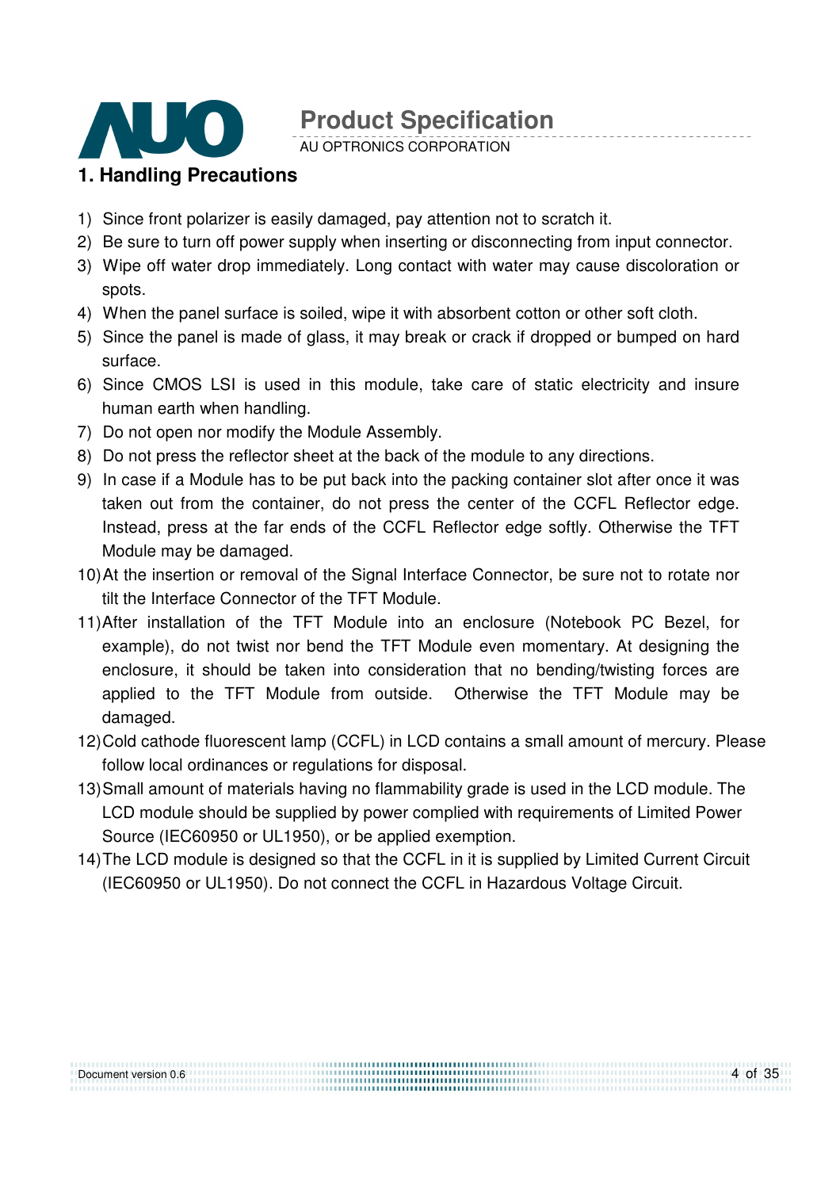# 1. Handling Precautions

1) Since front polarizer is easily damaged, pay attention not to scratch it.
2) Be sure to turn off power supply when inserting or disconnecting from input connector.
3) Wipe off water drop immediately. Long contact with water may cause discoloration or spots.
4) When the panel surface is soiled, wipe it with absorbent cotton or other soft cloth.
5) Since the panel is made of glass, it may break or crack if dropped or bumped on hard surface.
6) Since CMOS LSI is used in this module, take care of static electricity and insure human earth when handling.
7) Do not open nor modify the Module Assembly.
8) Do not press the reflector sheet at the back of the module to any directions.
9) In case if a Module has to be put back into the packing container slot after once it was taken out from the container, do not press the center of the CCFL Reflector edge. Instead, press at the far ends of the CCFL Reflector edge softly. Otherwise the TFT Module may be damaged.
10) At the insertion or removal of the Signal Interface Connector, be sure not to rotate nor tilt the Interface Connector of the TFT Module.
11) After installation of the TFT Module into an enclosure (Notebook PC Bezel, for example), do not twist nor bend the TFT Module even momentary. At designing the enclosure, it should be taken into consideration that no bending/twisting forces are applied to the TFT Module from outside. Otherwise the TFT Module may be damaged.
12) Cold cathode fluorescent lamp (CCFL) in LCD contains a small amount of mercury. Please follow local ordinances or regulations for disposal.
13) Small amount of materials having no flammability grade is used in the LCD module. The LCD module should be supplied by power complied with requirements of Limited Power Source (IEC60950 or UL1950), or be applied exemption.
14) The LCD module is designed so that the CCFL in it is supplied by Limited Current Circuit (IEC60950 or UL1950). Do not connect the CCFL in Hazardous Voltage Circuit.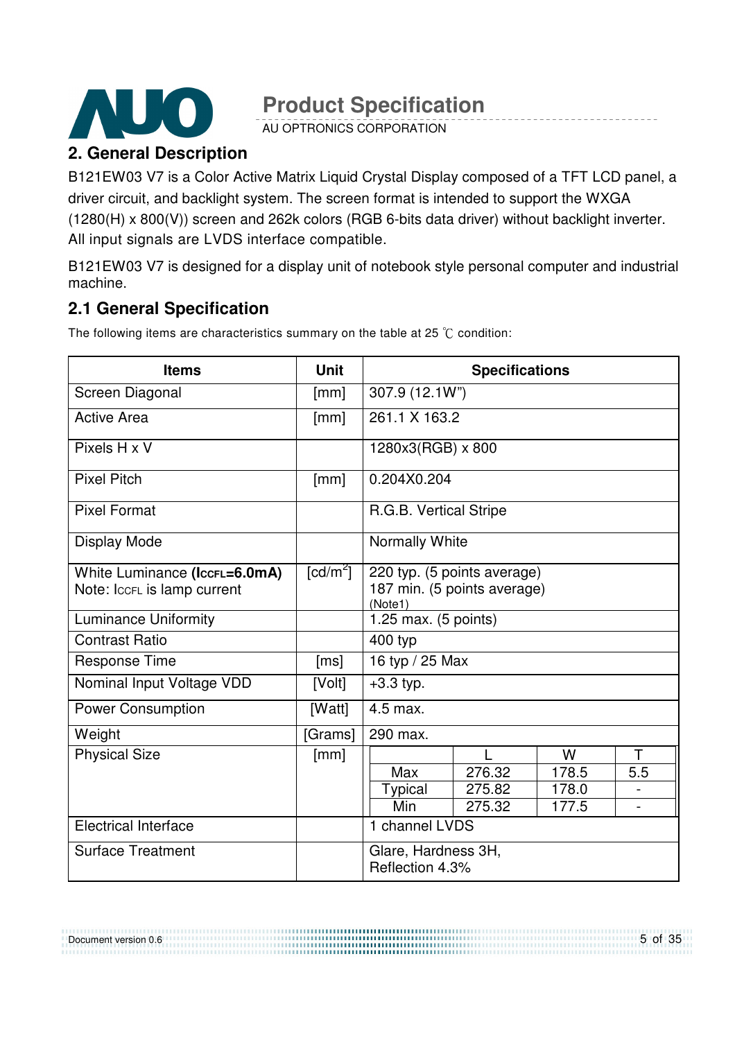## 2. General Description

B121EW03 V7 is a Color Active Matrix Liquid Crystal Display composed of a TFT LCD panel, a driver circuit, and backlight system. The screen format is intended to support the WXGA (1280(H) x 800(V)) screen and 262k colors (RGB 6-bits data driver) without backlight inverter. All input signals are LVDS interface compatible.

B121EW03 V7 is designed for a display unit of notebook style personal computer and industrial machine.

### 2.1 General Specification

The following items are characteristics summary on the table at 25 ℃ condition:

| Items | Unit | Specifications | | | |
|---|---|---|---|---|---|
| Screen Diagonal | [mm] | 307.9 (12.1W") | | | |
| Active Area | [mm] | 261.1 X 163.2 | | | |
| Pixels H x V | | 1280x3(RGB) x 800 | | | |
| Pixel Pitch | [mm] | 0.204X0.204 | | | |
| Pixel Format | | R.G.B. Vertical Stripe | | | |
| Display Mode | | Normally White | | | |
| White Luminance (**$I_{CCFL}$=6.0mA**)<br>Note: $I_{CCFL}$ is lamp current | [cd/m²] | 220 typ. (5 points average)<br>187 min. (5 points average)<br>(Note1) | | | |
| Luminance Uniformity | | 1.25 max. (5 points) | | | |
| Contrast Ratio | | 400 typ | | | |
| Response Time | [ms] | 16 typ / 25 Max | | | |
| Nominal Input Voltage VDD | [Volt] | +3.3 typ. | | | |
| Power Consumption | [Watt] | 4.5 max. | | | |
| Weight | [Grams] | 290 max. | | | |
| Physical Size | [mm] | | L | W | T |
| | | Max | 276.32 | 178.5 | 5.5 |
| | | Typical | 275.82 | 178.0 | - |
| | | Min | 275.32 | 177.5 | - |
| Electrical Interface | | 1 channel LVDS | | | |
| Surface Treatment | | Glare, Hardness 3H,<br>Reflection 4.3% | | | |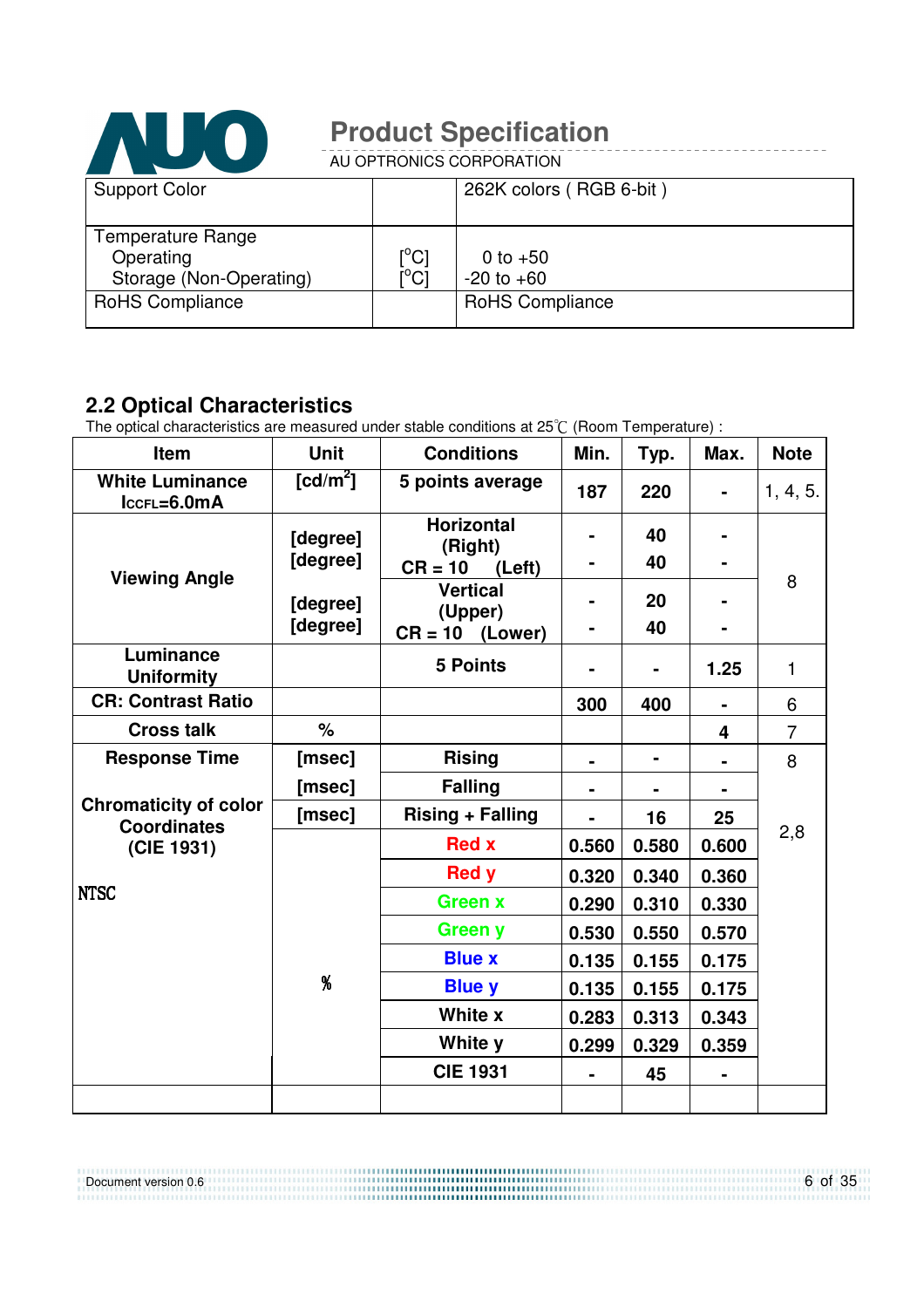| Support Color | | 262K colors ( RGB 6-bit ) |
|---|---|---|
| Temperature Range<br>Operating<br>Storage (Non-Operating) | <br>[°C]<br>[°C] | <br>0 to +50<br>-20 to +60 |
| RoHS Compliance | | RoHS Compliance |

## 2.2 Optical Characteristics

The optical characteristics are measured under stable conditions at 25℃ (Room Temperature) :

| Item | Unit | Conditions | Min. | Typ. | Max. | Note |
|---|---|---|---|---|---|---|
| White Luminance $I_{CCFL}$=6.0mA | [cd/m²] | 5 points average | 187 | 220 | - | 1, 4, 5. |
| Viewing Angle | [degree]<br>[degree] | Horizontal (Right)<br>CR = 10 (Left) | -<br>- | 40<br>40 | -<br>- | 8 |
| | [degree]<br>[degree] | Vertical (Upper)<br>CR = 10 (Lower) | -<br>- | 20<br>40 | -<br>- | |
| Luminance Uniformity | | 5 Points | - | - | 1.25 | 1 |
| CR: Contrast Ratio | | | 300 | 400 | - | 6 |
| Cross talk | % | | | | 4 | 7 |
| Response Time | [msec] | Rising | - | - | - | 8 |
| | [msec] | Falling | - | - | - | |
| | [msec] | Rising + Falling | - | 16 | 25 | 2,8 |
| Chromaticity of color Coordinates (CIE 1931) | | Red x | 0.560 | 0.580 | 0.600 | |
| | | Red y | 0.320 | 0.340 | 0.360 | |
| | | Green x | 0.290 | 0.310 | 0.330 | |
| | | Green y | 0.530 | 0.550 | 0.570 | |
| | | Blue x | 0.135 | 0.155 | 0.175 | |
| | | Blue y | 0.135 | 0.155 | 0.175 | |
| | | White x | 0.283 | 0.313 | 0.343 | |
| | | White y | 0.299 | 0.329 | 0.359 | |
| NTSC | % | CIE 1931 | - | 45 | - | |
| | | | | | | |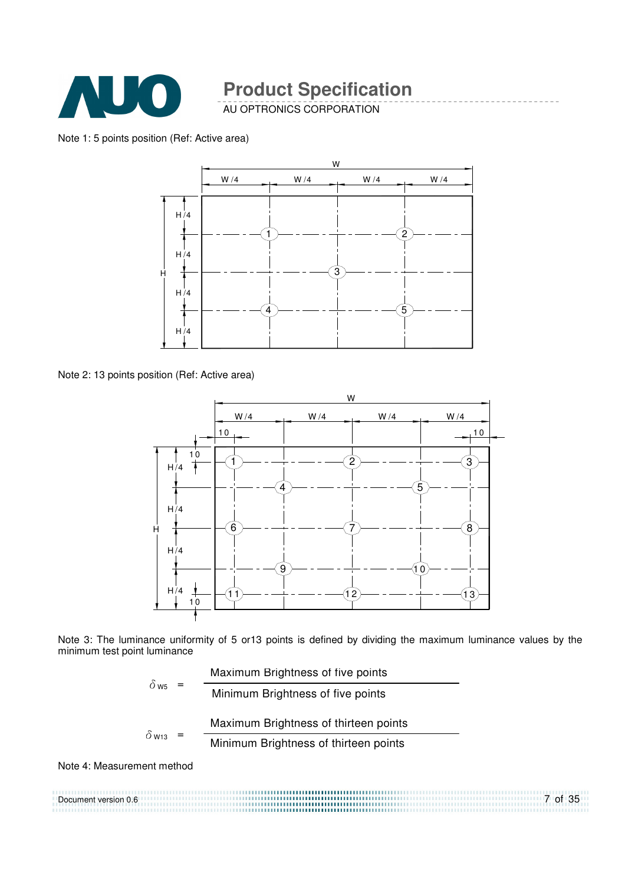Note 1: 5 points position (Ref: Active area)

Note 2: 13 points position (Ref: Active area)

Note 3: The luminance uniformity of 5 or13 points is defined by dividing the maximum luminance values by the minimum test point luminance

$$\delta_{W5} = \frac{\text{Maximum Brightness of five points}}{\text{Minimum Brightness of five points}}$$

$$\delta_{W13} = \frac{\text{Maximum Brightness of thirteen points}}{\text{Minimum Brightness of thirteen points}}$$

Note 4: Measurement method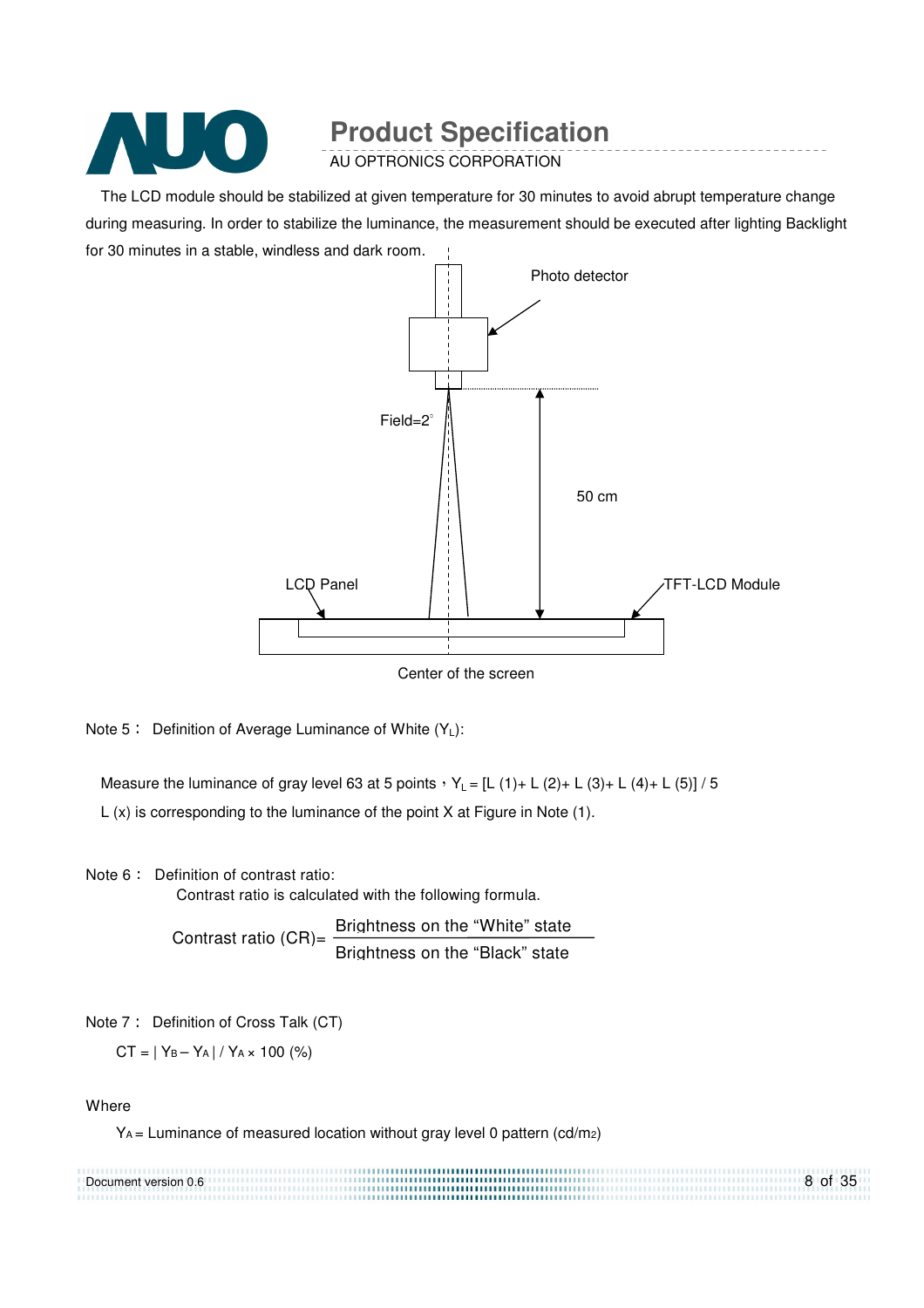The LCD module should be stabilized at given temperature for 30 minutes to avoid abrupt temperature change during measuring. In order to stabilize the luminance, the measurement should be executed after lighting Backlight for 30 minutes in a stable, windless and dark room.

Photo detector

Field=2°

50 cm

LCD Panel

TFT-LCD Module

Center of the screen

Note 5： Definition of Average Luminance of White ($Y_L$):

Measure the luminance of gray level 63 at 5 points，$Y_L$ = [L (1)+ L (2)+ L (3)+ L (4)+ L (5)] / 5

L (x) is corresponding to the luminance of the point X at Figure in Note (1).

Note 6： Definition of contrast ratio:

Contrast ratio is calculated with the following formula.

$$\text{Contrast ratio (CR)} = \frac{\text{Brightness on the "White" state}}{\text{Brightness on the "Black" state}}$$

Note 7： Definition of Cross Talk (CT)

$$CT = | Y_B - Y_A | / Y_A \times 100\ (\%)$$

Where

$Y_A$ = Luminance of measured location without gray level 0 pattern (cd/$m^2$)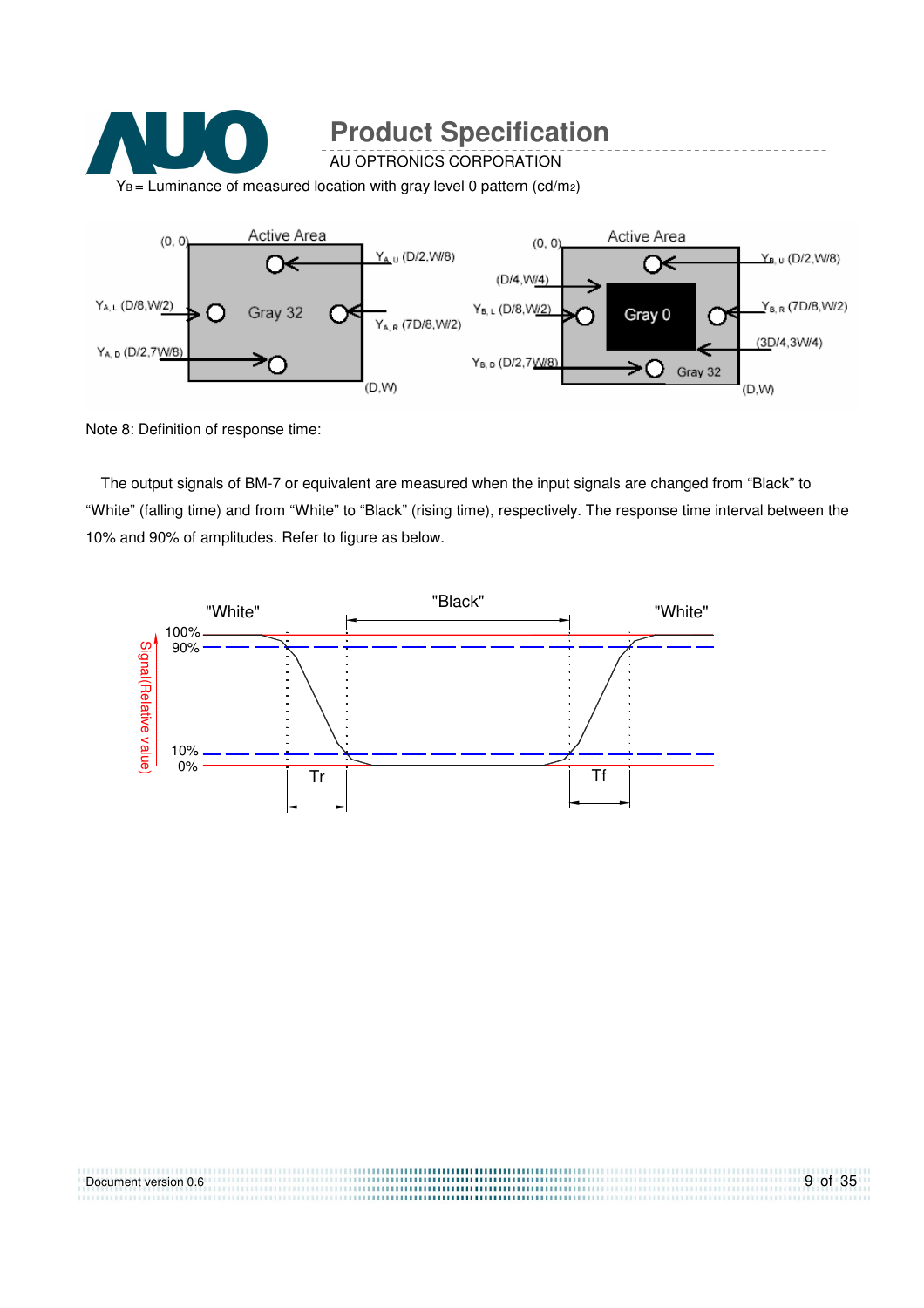$Y_B$ = Luminance of measured location with gray level 0 pattern (cd/m2)

Note 8: Definition of response time:

The output signals of BM-7 or equivalent are measured when the input signals are changed from "Black" to "White" (falling time) and from "White" to "Black" (rising time), respectively. The response time interval between the 10% and 90% of amplitudes. Refer to figure as below.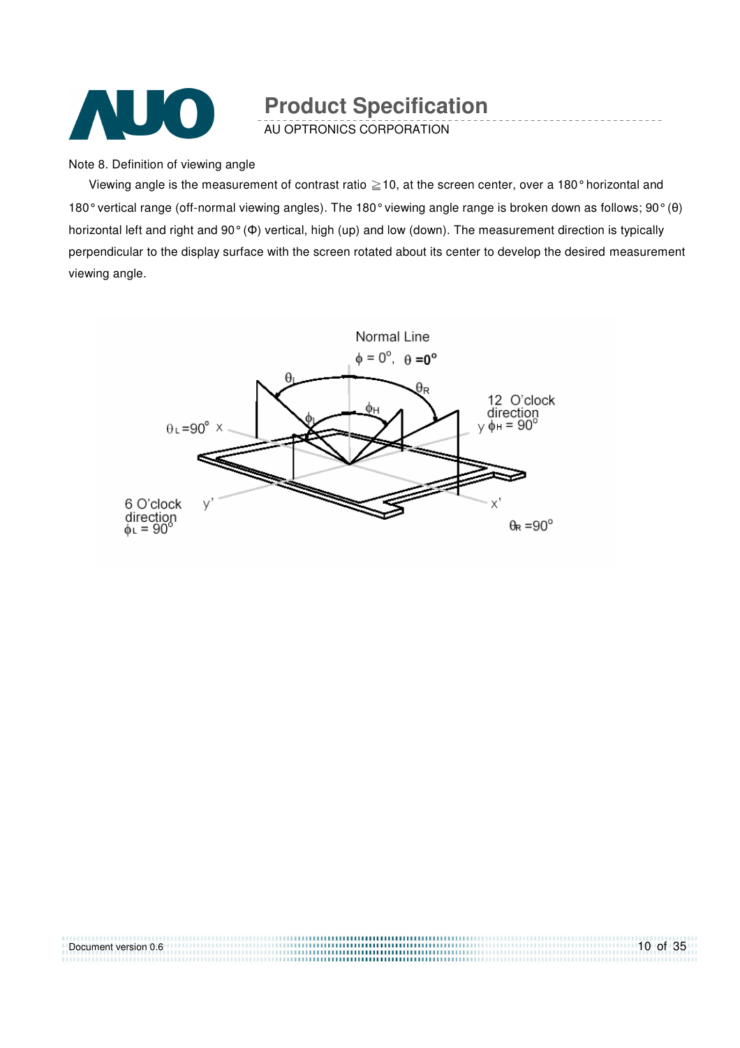Note 8. Definition of viewing angle

Viewing angle is the measurement of contrast ratio ≧10, at the screen center, over a 180° horizontal and 180° vertical range (off-normal viewing angles). The 180° viewing angle range is broken down as follows; 90° (θ) horizontal left and right and 90° (Φ) vertical, high (up) and low (down). The measurement direction is typically perpendicular to the display surface with the screen rotated about its center to develop the desired measurement viewing angle.

Normal Line

$\phi = 0^o$, $\theta = 0^o$

$\theta_L$ $\theta_R$ $\phi_H$ $\phi_L$

$\theta_L = 90^o$ x

12 O'clock direction y $\phi_H = 90^o$

6 O'clock direction $\phi_L = 90^o$ y'

x' $\theta_R = 90^o$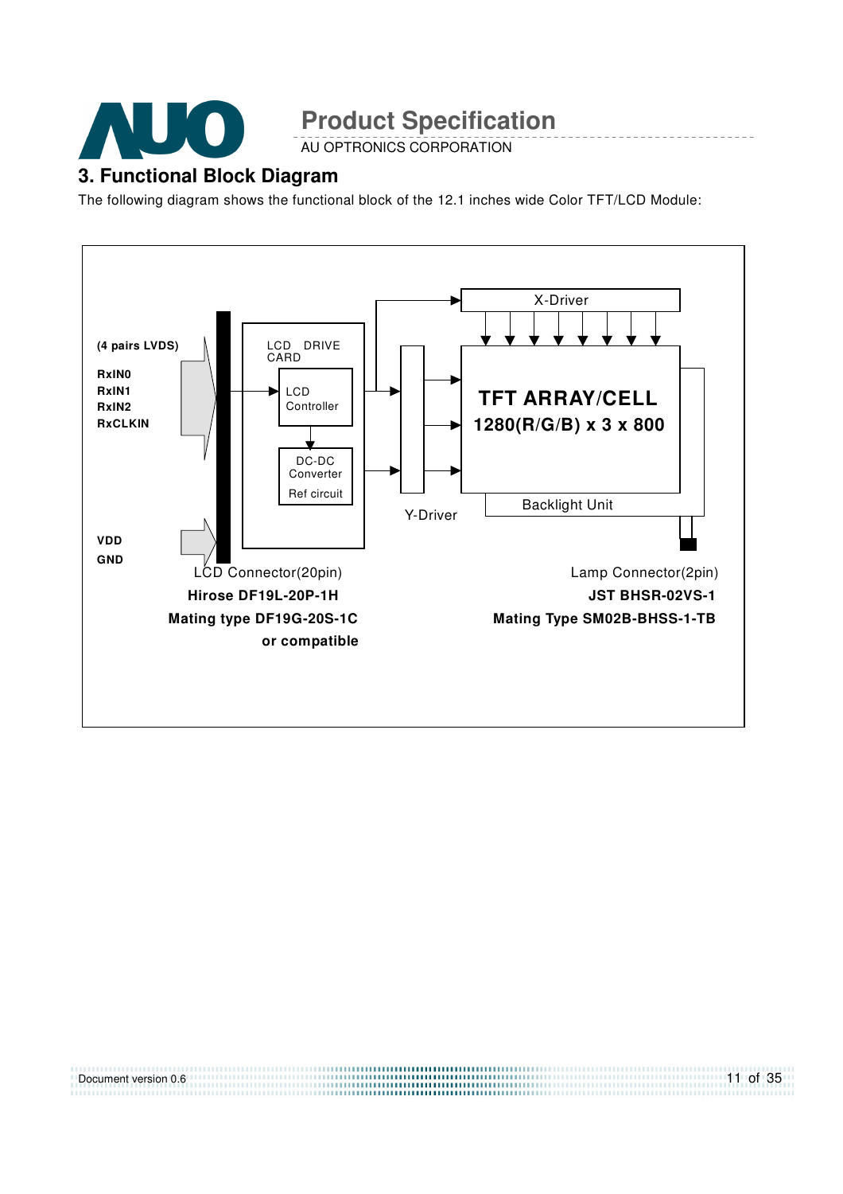## 3. Functional Block Diagram

The following diagram shows the functional block of the 12.1 inches wide Color TFT/LCD Module:

(4 pairs LVDS)

RxIN0
RxIN1
RxIN2
RxCLKIN

VDD
GND

LCD DRIVE CARD

LCD Controller

DC-DC Converter
Ref circuit

X-Driver

Y-Driver

**TFT ARRAY/CELL**
**1280(R/G/B) x 3 x 800**

Backlight Unit

LCD Connector(20pin)
**Hirose DF19L-20P-1H**
**Mating type DF19G-20S-1C**
**or compatible**

Lamp Connector(2pin)
**JST BHSR-02VS-1**
**Mating Type SM02B-BHSS-1-TB**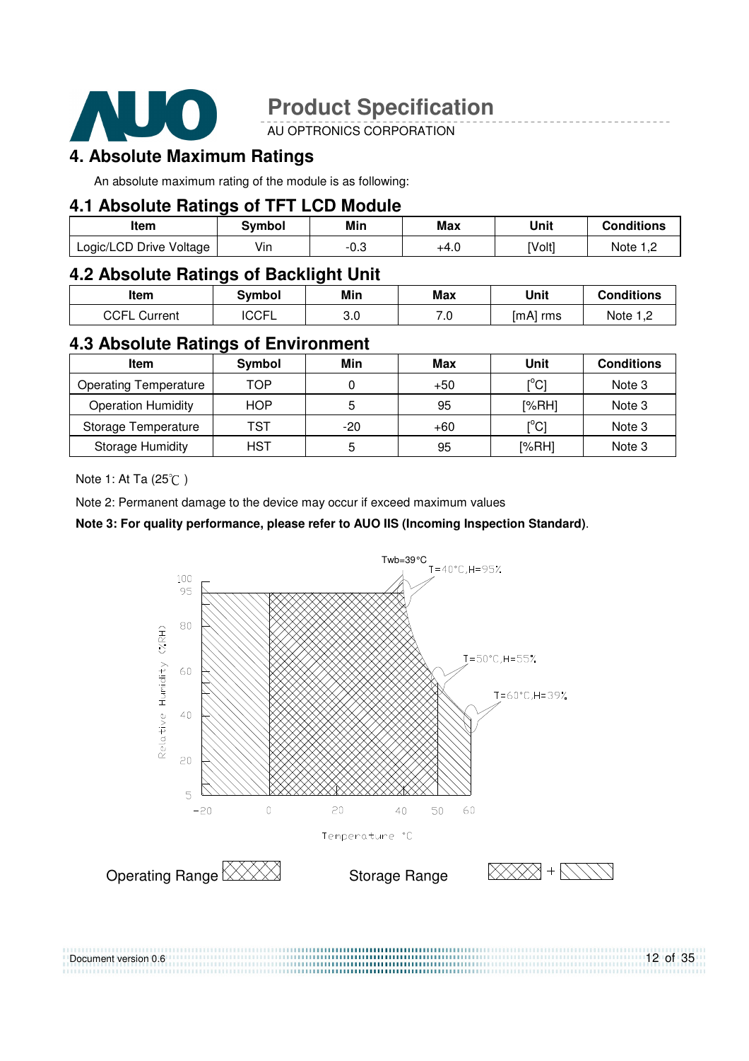## 4. Absolute Maximum Ratings

An absolute maximum rating of the module is as following:

### 4.1 Absolute Ratings of TFT LCD Module

| Item | Symbol | Min | Max | Unit | Conditions |
|---|---|---|---|---|---|
| Logic/LCD Drive Voltage | Vin | -0.3 | +4.0 | [Volt] | Note 1,2 |

### 4.2 Absolute Ratings of Backlight Unit

| Item | Symbol | Min | Max | Unit | Conditions |
|---|---|---|---|---|---|
| CCFL Current | ICCFL | 3.0 | 7.0 | [mA] rms | Note 1,2 |

### 4.3 Absolute Ratings of Environment

| Item | Symbol | Min | Max | Unit | Conditions |
|---|---|---|---|---|---|
| Operating Temperature | TOP | 0 | +50 | [°C] | Note 3 |
| Operation Humidity | HOP | 5 | 95 | [%RH] | Note 3 |
| Storage Temperature | TST | -20 | +60 | [°C] | Note 3 |
| Storage Humidity | HST | 5 | 95 | [%RH] | Note 3 |

Note 1: At Ta (25℃ )

Note 2: Permanent damage to the device may occur if exceed maximum values

**Note 3: For quality performance, please refer to AUO IIS (Incoming Inspection Standard)**.

Twb=39°C

T=40°C,H=95%

T=50°C,H=55%

T=60°C,H=39%

Relative Humidity (%RH)

Temperature °C

Operating Range

Storage Range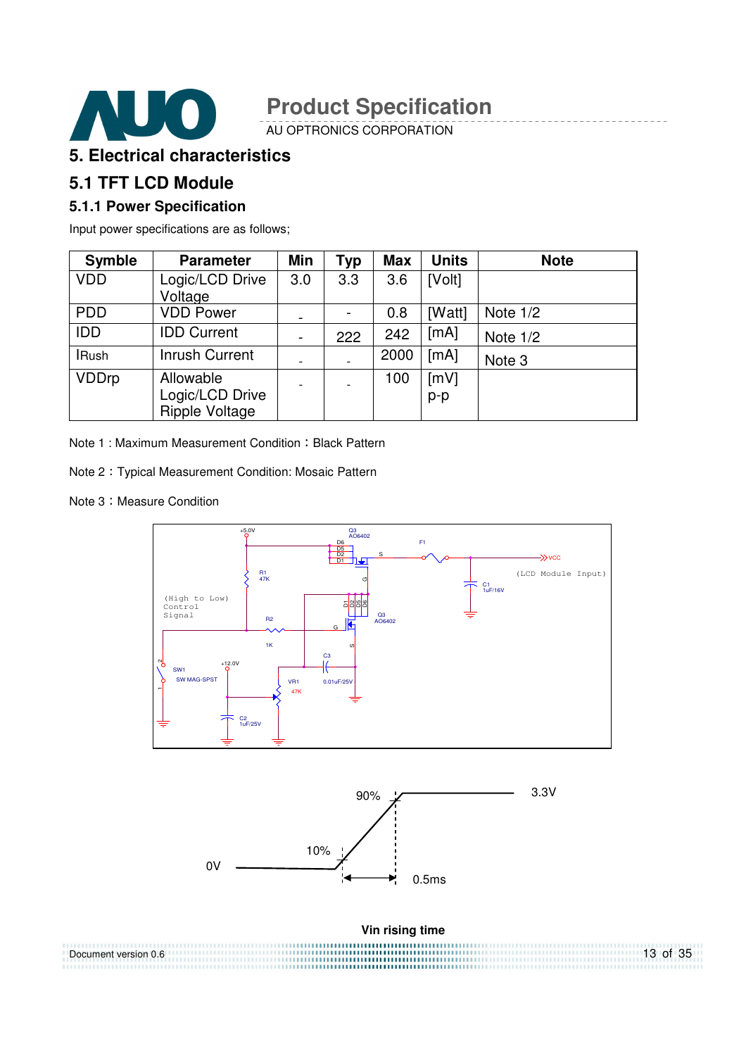## 5. Electrical characteristics

## 5.1 TFT LCD Module

### 5.1.1 Power Specification

Input power specifications are as follows;

| Symble | Parameter | Min | Typ | Max | Units | Note |
|---|---|---|---|---|---|---|
| VDD | Logic/LCD Drive Voltage | 3.0 | 3.3 | 3.6 | [Volt] | |
| PDD | VDD Power | - | - | 0.8 | [Watt] | Note 1/2 |
| IDD | IDD Current | - | 222 | 242 | [mA] | Note 1/2 |
| IRush | Inrush Current | - | - | 2000 | [mA] | Note 3 |
| VDDrp | Allowable Logic/LCD Drive Ripple Voltage | - | - | 100 | [mV] p-p | |

Note 1 : Maximum Measurement Condition：Black Pattern

Note 2：Typical Measurement Condition: Mosaic Pattern

Note 3：Measure Condition

Vin rising time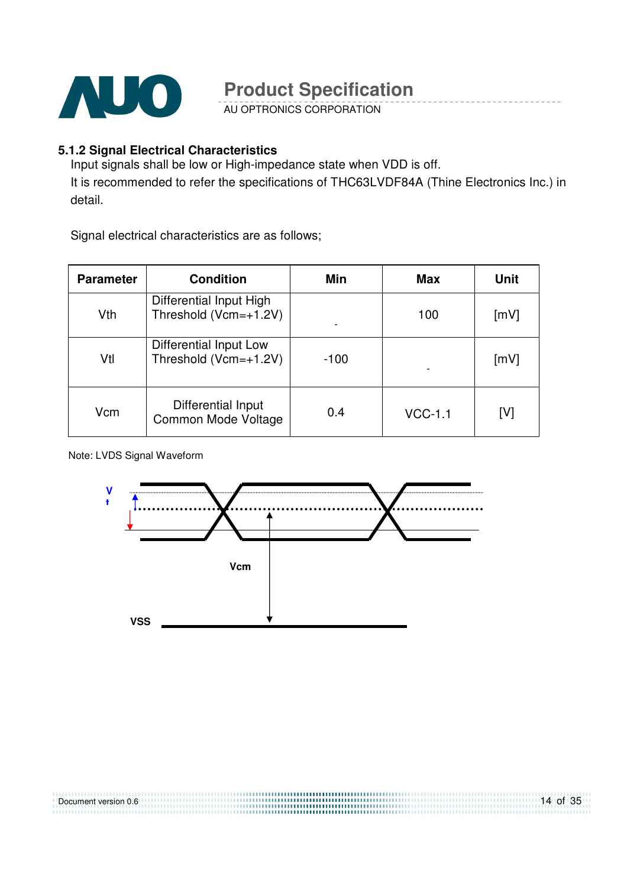### 5.1.2 Signal Electrical Characteristics

Input signals shall be low or High-impedance state when VDD is off.

It is recommended to refer the specifications of THC63LVDF84A (Thine Electronics Inc.) in detail.

Signal electrical characteristics are as follows;

| Parameter | Condition | Min | Max | Unit |
|---|---|---|---|---|
| Vth | Differential Input High Threshold (Vcm=+1.2V) | - | 100 | [mV] |
| Vtl | Differential Input Low Threshold (Vcm=+1.2V) | -100 | - | [mV] |
| Vcm | Differential Input Common Mode Voltage | 0.4 | VCC-1.1 | [V] |

Note: LVDS Signal Waveform

V t

Vcm

VSS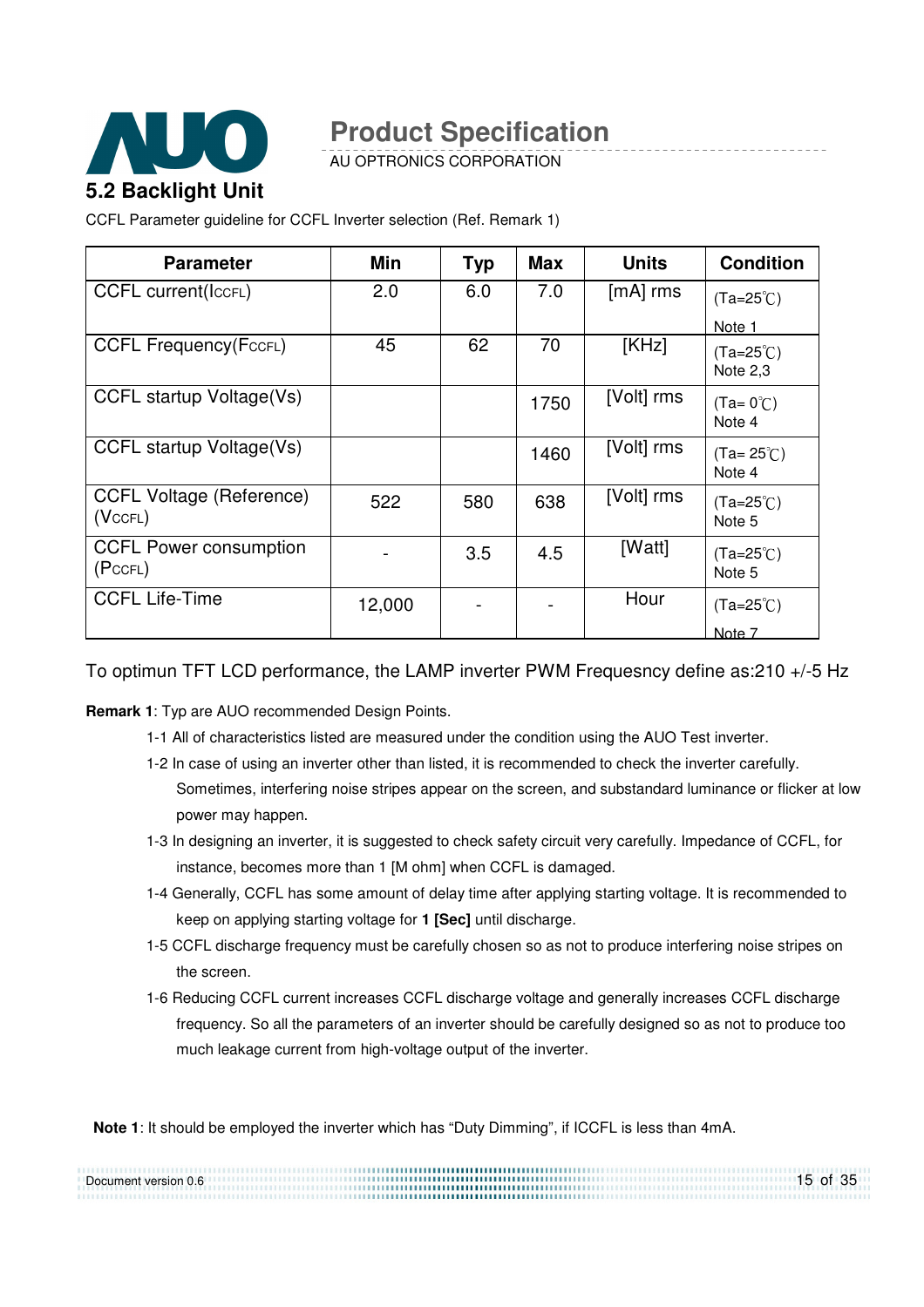## 5.2 Backlight Unit

CCFL Parameter guideline for CCFL Inverter selection (Ref. Remark 1)

| Parameter | Min | Typ | Max | Units | Condition |
|---|---|---|---|---|---|
| CCFL current($I_{CCFL}$) | 2.0 | 6.0 | 7.0 | [mA] rms | (Ta=25℃) Note 1 |
| CCFL Frequency($F_{CCFL}$) | 45 | 62 | 70 | [KHz] | (Ta=25℃) Note 2,3 |
| CCFL startup Voltage(Vs) | | | 1750 | [Volt] rms | (Ta= 0℃) Note 4 |
| CCFL startup Voltage(Vs) | | | 1460 | [Volt] rms | (Ta= 25℃) Note 4 |
| CCFL Voltage (Reference) ($V_{CCFL}$) | 522 | 580 | 638 | [Volt] rms | (Ta=25℃) Note 5 |
| CCFL Power consumption ($P_{CCFL}$) | - | 3.5 | 4.5 | [Watt] | (Ta=25℃) Note 5 |
| CCFL Life-Time | 12,000 | - | - | Hour | (Ta=25℃) Note 7 |

To optimun TFT LCD performance, the LAMP inverter PWM Frequesncy define as:210 +/-5 Hz

**Remark 1**: Typ are AUO recommended Design Points.

1-1 All of characteristics listed are measured under the condition using the AUO Test inverter.

1-2 In case of using an inverter other than listed, it is recommended to check the inverter carefully. Sometimes, interfering noise stripes appear on the screen, and substandard luminance or flicker at low power may happen.

1-3 In designing an inverter, it is suggested to check safety circuit very carefully. Impedance of CCFL, for instance, becomes more than 1 [M ohm] when CCFL is damaged.

1-4 Generally, CCFL has some amount of delay time after applying starting voltage. It is recommended to keep on applying starting voltage for **1 [Sec]** until discharge.

1-5 CCFL discharge frequency must be carefully chosen so as not to produce interfering noise stripes on the screen.

1-6 Reducing CCFL current increases CCFL discharge voltage and generally increases CCFL discharge frequency. So all the parameters of an inverter should be carefully designed so as not to produce too much leakage current from high-voltage output of the inverter.

**Note 1**: It should be employed the inverter which has "Duty Dimming", if ICCFL is less than 4mA.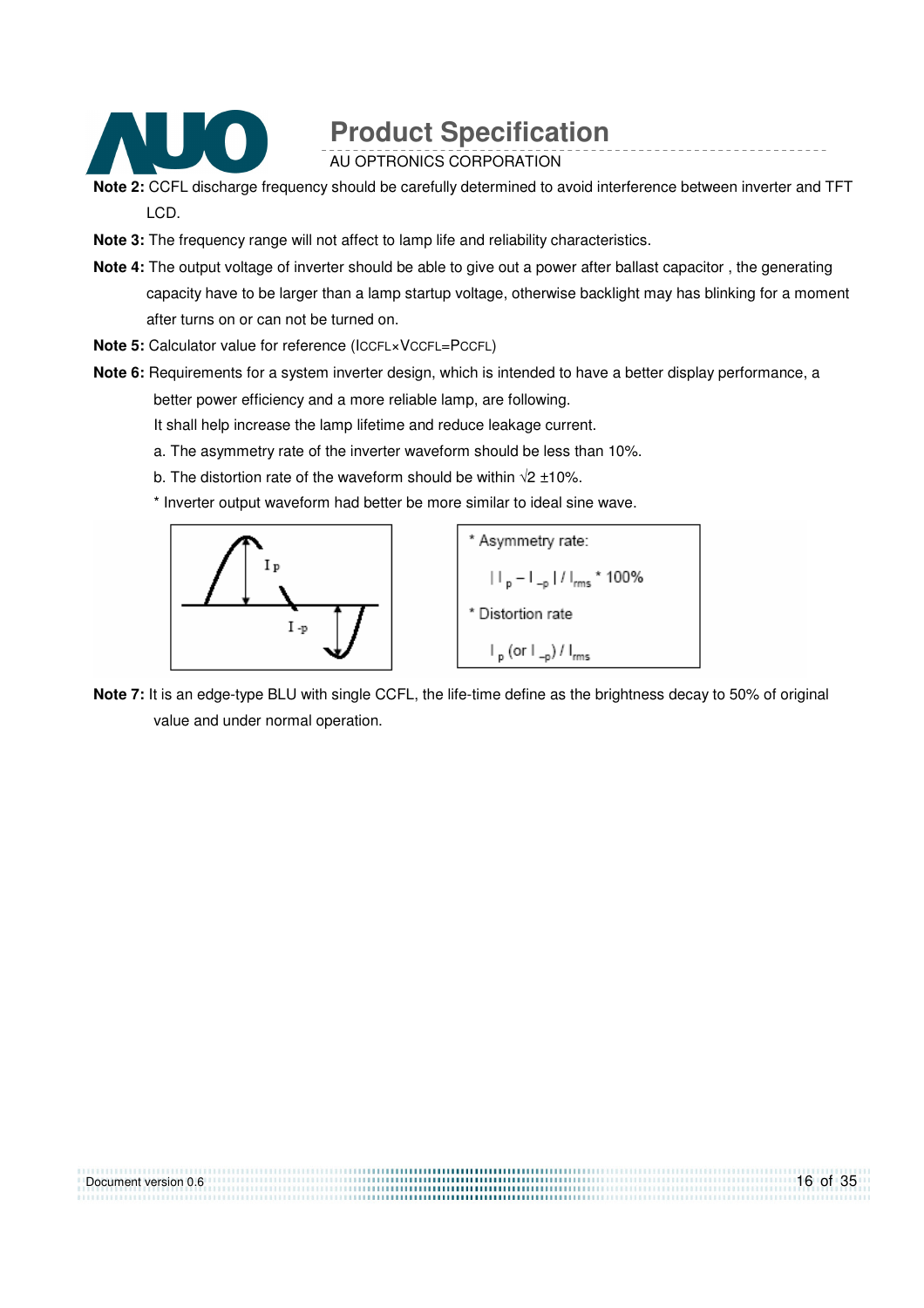**Note 2:** CCFL discharge frequency should be carefully determined to avoid interference between inverter and TFT LCD.

**Note 3:** The frequency range will not affect to lamp life and reliability characteristics.

**Note 4:** The output voltage of inverter should be able to give out a power after ballast capacitor , the generating capacity have to be larger than a lamp startup voltage, otherwise backlight may has blinking for a moment after turns on or can not be turned on.

**Note 5:** Calculator value for reference ($I_{CCFL} \times V_{CCFL} = P_{CCFL}$)

**Note 6:** Requirements for a system inverter design, which is intended to have a better display performance, a better power efficiency and a more reliable lamp, are following.

It shall help increase the lamp lifetime and reduce leakage current.

a. The asymmetry rate of the inverter waveform should be less than 10%.

b. The distortion rate of the waveform should be within √2 ±10%.

\* Inverter output waveform had better be more similar to ideal sine wave.

\* Asymmetry rate:

$$| I_p - I_{-p} | / I_{rms} * 100\%$$

\* Distortion rate

$$I_p \text{ (or } I_{-p}) / I_{rms}$$

**Note 7:** It is an edge-type BLU with single CCFL, the life-time define as the brightness decay to 50% of original value and under normal operation.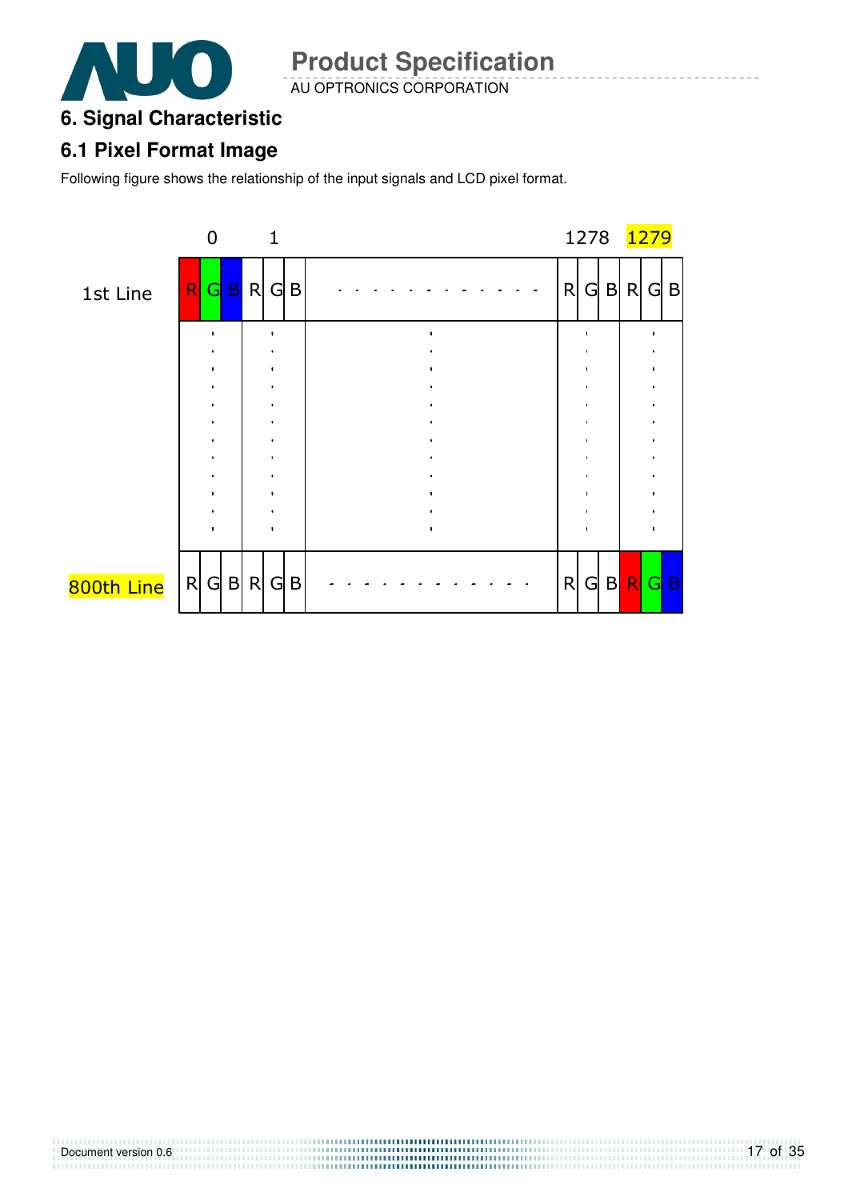# 6. Signal Characteristic

## 6.1 Pixel Format Image

Following figure shows the relationship of the input signals and LCD pixel format.

| | 0 | | | 1 | | | | 1278 | | | 1279 | | |
|---|---|---|---|---|---|---|---|---|---|---|---|---|---|
| 1st Line | R | G | B | R | G | B | . . . . . . . . . . . . . | R | G | B | R | G | B |
| | : | | | : | | | : | | : | | | : | |
| 800th Line | R | G | B | R | G | B | . . . . . . . . . . . . . | R | G | B | R | G | B |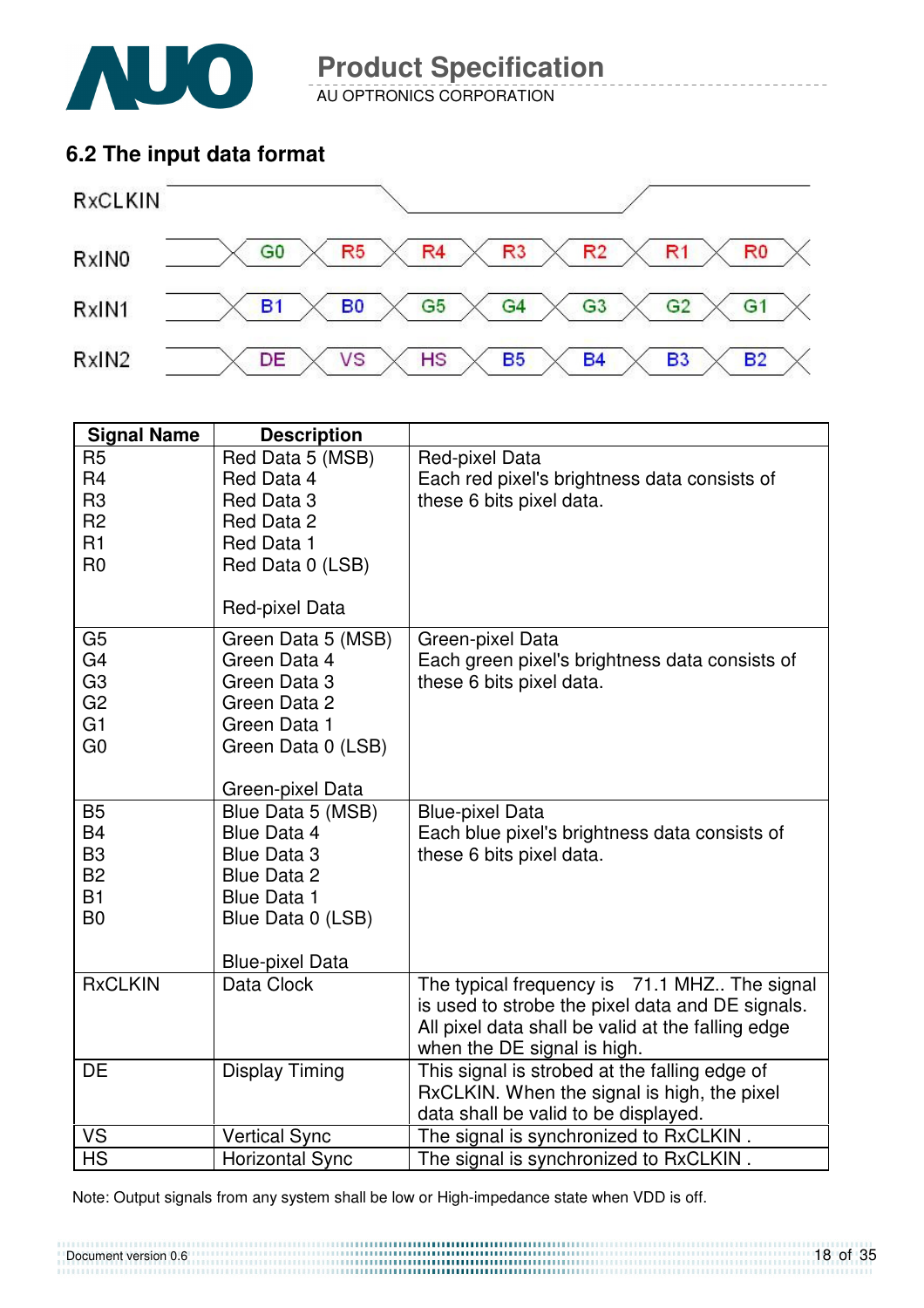## 6.2 The input data format

| RxCLKIN | | | | | | | |
|---|---|---|---|---|---|---|---|
| RxIN0 | G0 | R5 | R4 | R3 | R2 | R1 | R0 |
| RxIN1 | B1 | B0 | G5 | G4 | G3 | G2 | G1 |
| RxIN2 | DE | VS | HS | B5 | B4 | B3 | B2 |

| Signal Name | Description | |
|---|---|---|
| R5<br>R4<br>R3<br>R2<br>R1<br>R0 | Red Data 5 (MSB)<br>Red Data 4<br>Red Data 3<br>Red Data 2<br>Red Data 1<br>Red Data 0 (LSB)<br><br>Red-pixel Data | Red-pixel Data<br>Each red pixel's brightness data consists of these 6 bits pixel data. |
| G5<br>G4<br>G3<br>G2<br>G1<br>G0 | Green Data 5 (MSB)<br>Green Data 4<br>Green Data 3<br>Green Data 2<br>Green Data 1<br>Green Data 0 (LSB)<br><br>Green-pixel Data | Green-pixel Data<br>Each green pixel's brightness data consists of these 6 bits pixel data. |
| B5<br>B4<br>B3<br>B2<br>B1<br>B0 | Blue Data 5 (MSB)<br>Blue Data 4<br>Blue Data 3<br>Blue Data 2<br>Blue Data 1<br>Blue Data 0 (LSB)<br><br>Blue-pixel Data | Blue-pixel Data<br>Each blue pixel's brightness data consists of these 6 bits pixel data. |
| RxCLKIN | Data Clock | The typical frequency is 71.1 MHZ.. The signal is used to strobe the pixel data and DE signals. All pixel data shall be valid at the falling edge when the DE signal is high. |
| DE | Display Timing | This signal is strobed at the falling edge of RxCLKIN. When the signal is high, the pixel data shall be valid to be displayed. |
| VS | Vertical Sync | The signal is synchronized to RxCLKIN . |
| HS | Horizontal Sync | The signal is synchronized to RxCLKIN . |

Note: Output signals from any system shall be low or High-impedance state when VDD is off.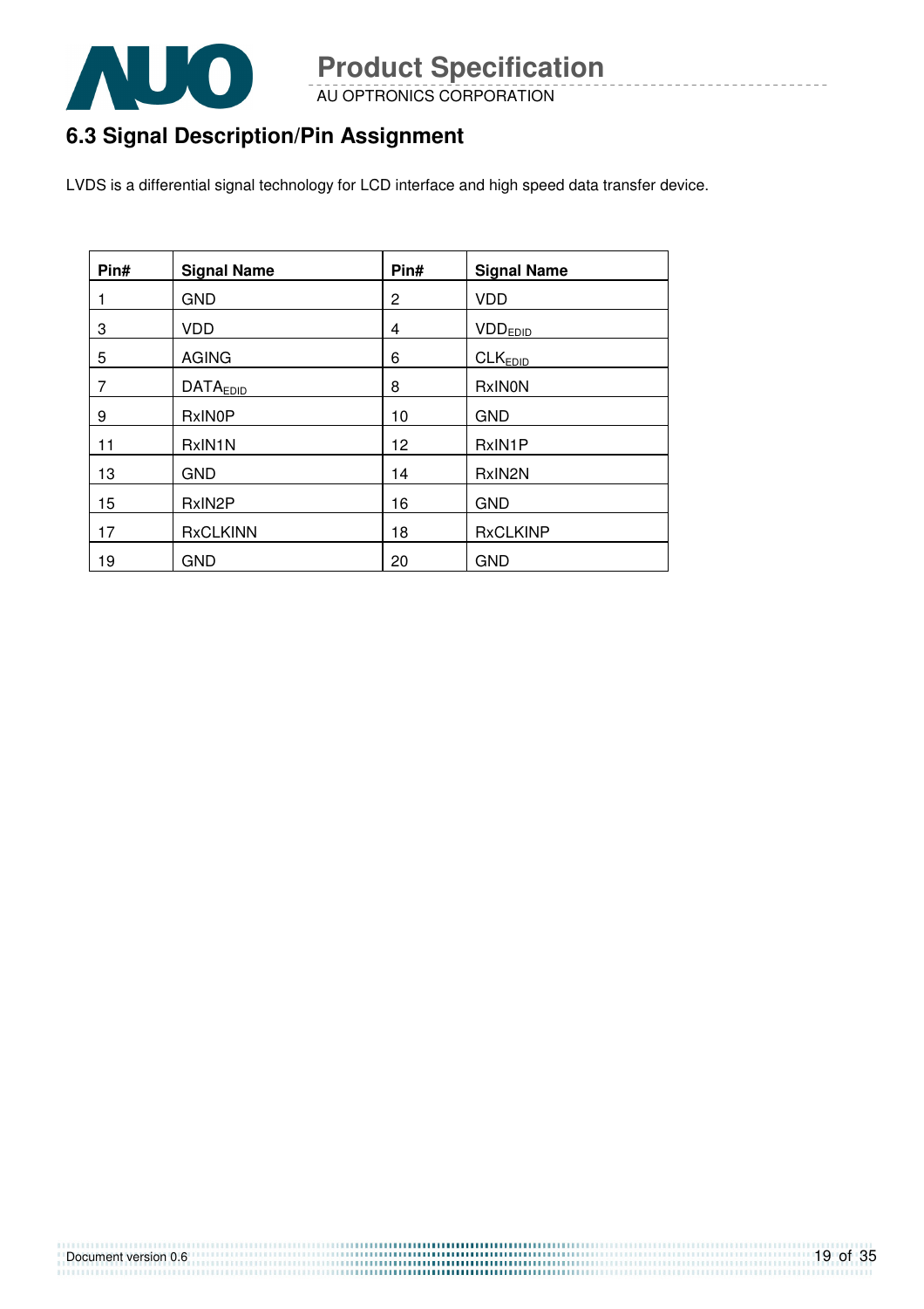## 6.3 Signal Description/Pin Assignment

LVDS is a differential signal technology for LCD interface and high speed data transfer device.

| Pin# | Signal Name | Pin# | Signal Name |
|---|---|---|---|
| 1 | GND | 2 | VDD |
| 3 | VDD | 4 | $VDD_{EDID}$ |
| 5 | AGING | 6 | $CLK_{EDID}$ |
| 7 | $DATA_{EDID}$ | 8 | RxIN0N |
| 9 | RxIN0P | 10 | GND |
| 11 | RxIN1N | 12 | RxIN1P |
| 13 | GND | 14 | RxIN2N |
| 15 | RxIN2P | 16 | GND |
| 17 | RxCLKINN | 18 | RxCLKINP |
| 19 | GND | 20 | GND |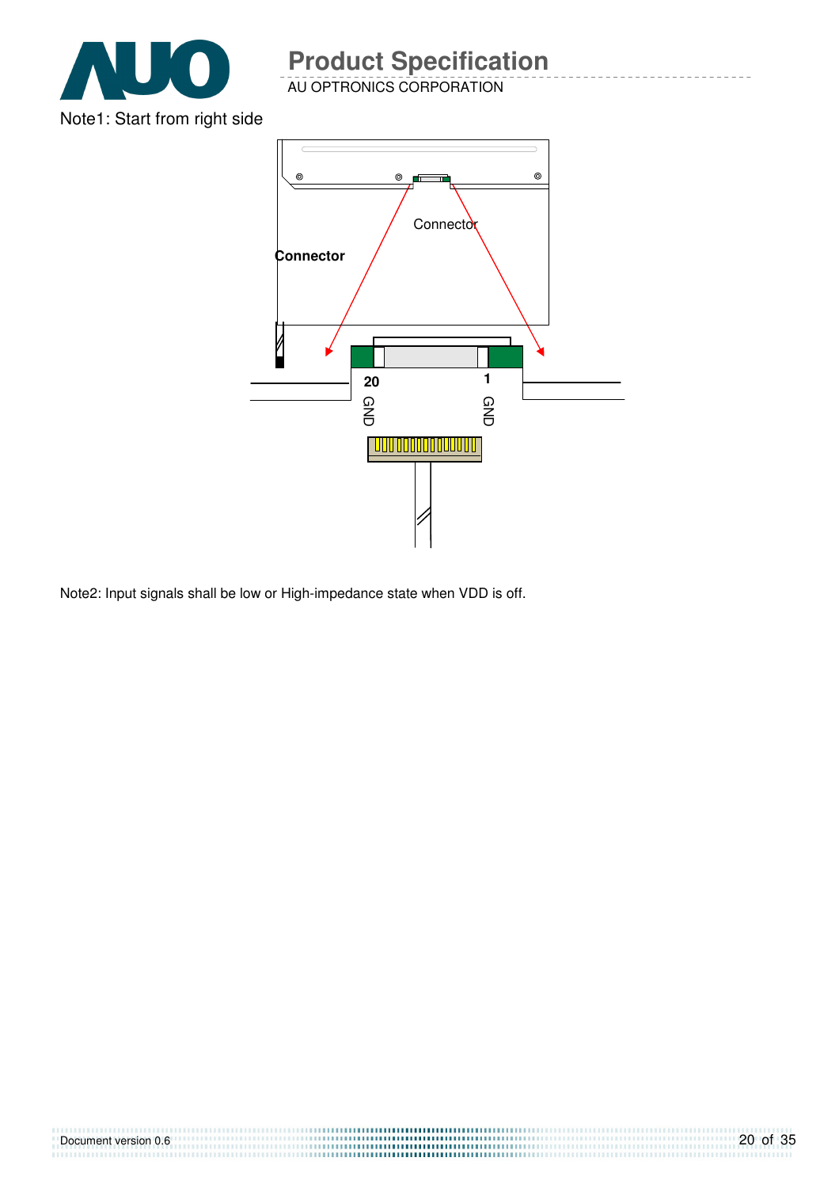Note1: Start from right side

Connector

Connector

20

GND

1

GND

Note2: Input signals shall be low or High-impedance state when VDD is off.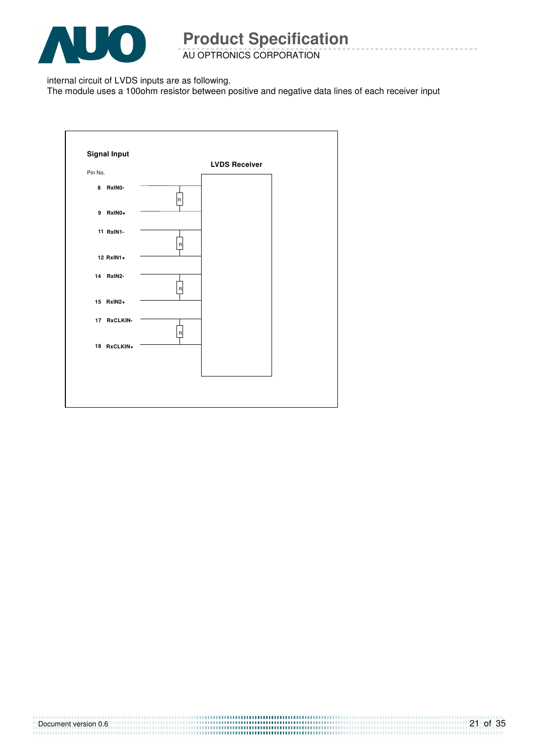internal circuit of LVDS inputs are as following.
The module uses a 100ohm resistor between positive and negative data lines of each receiver input

**Signal Input**

**LVDS Receiver**

Pin No.

| Pin No. | Signal |
|---|---|
| 8 | RxIN0- |
| 9 | RxIN0+ |
| 11 | RxIN1- |
| 12 | RxIN1+ |
| 14 | RxIN2- |
| 15 | RxIN2+ |
| 17 | RxCLKIN- |
| 18 | RxCLKIN+ |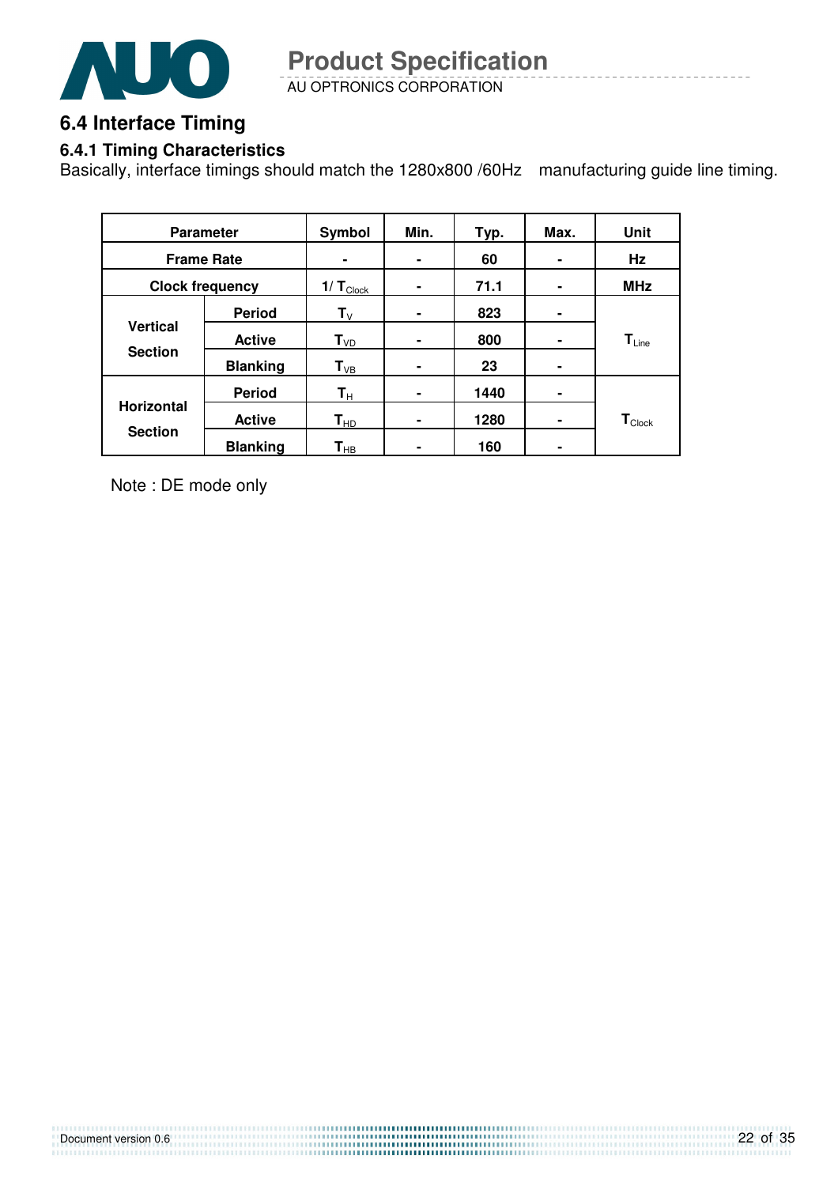## 6.4 Interface Timing

### 6.4.1 Timing Characteristics

Basically, interface timings should match the 1280x800 /60Hz manufacturing guide line timing.

| Parameter | | Symbol | Min. | Typ. | Max. | Unit |
|---|---|---|---|---|---|---|
| Frame Rate | | - | - | 60 | - | Hz |
| Clock frequency | | $1/T_{Clock}$ | - | 71.1 | - | MHz |
| Vertical Section | Period | $T_V$ | - | 823 | - | $T_{Line}$ |
| | Active | $T_{VD}$ | - | 800 | - | |
| | Blanking | $T_{VB}$ | - | 23 | - | |
| Horizontal Section | Period | $T_H$ | - | 1440 | - | $T_{Clock}$ |
| | Active | $T_{HD}$ | - | 1280 | - | |
| | Blanking | $T_{HB}$ | - | 160 | - | |

Note : DE mode only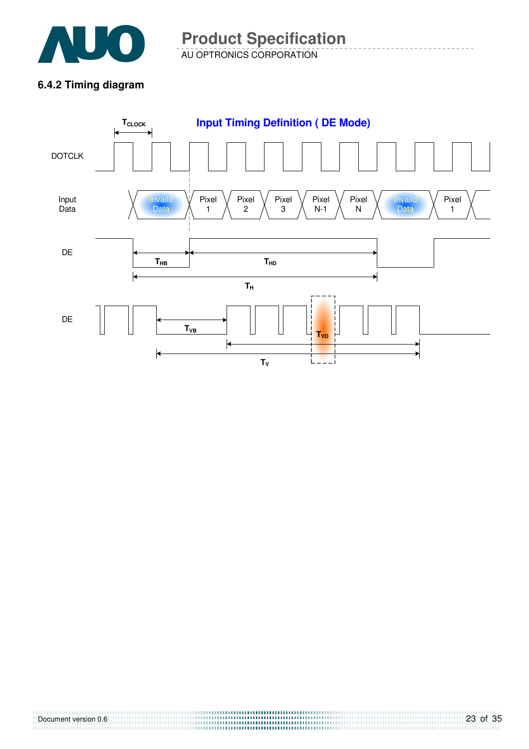### 6.4.2 Timing diagram

Input Timing Definition ( DE Mode)

DOTCLK

$T_{CLOCK}$

Input Data

Invaild Data | Pixel 1 | Pixel 2 | Pixel 3 | Pixel N-1 | Pixel N | Invaild Data | Pixel 1

DE

$T_{HB}$ $T_{HD}$

$T_H$

DE

$T_{VB}$ $T_{VD}$

$T_V$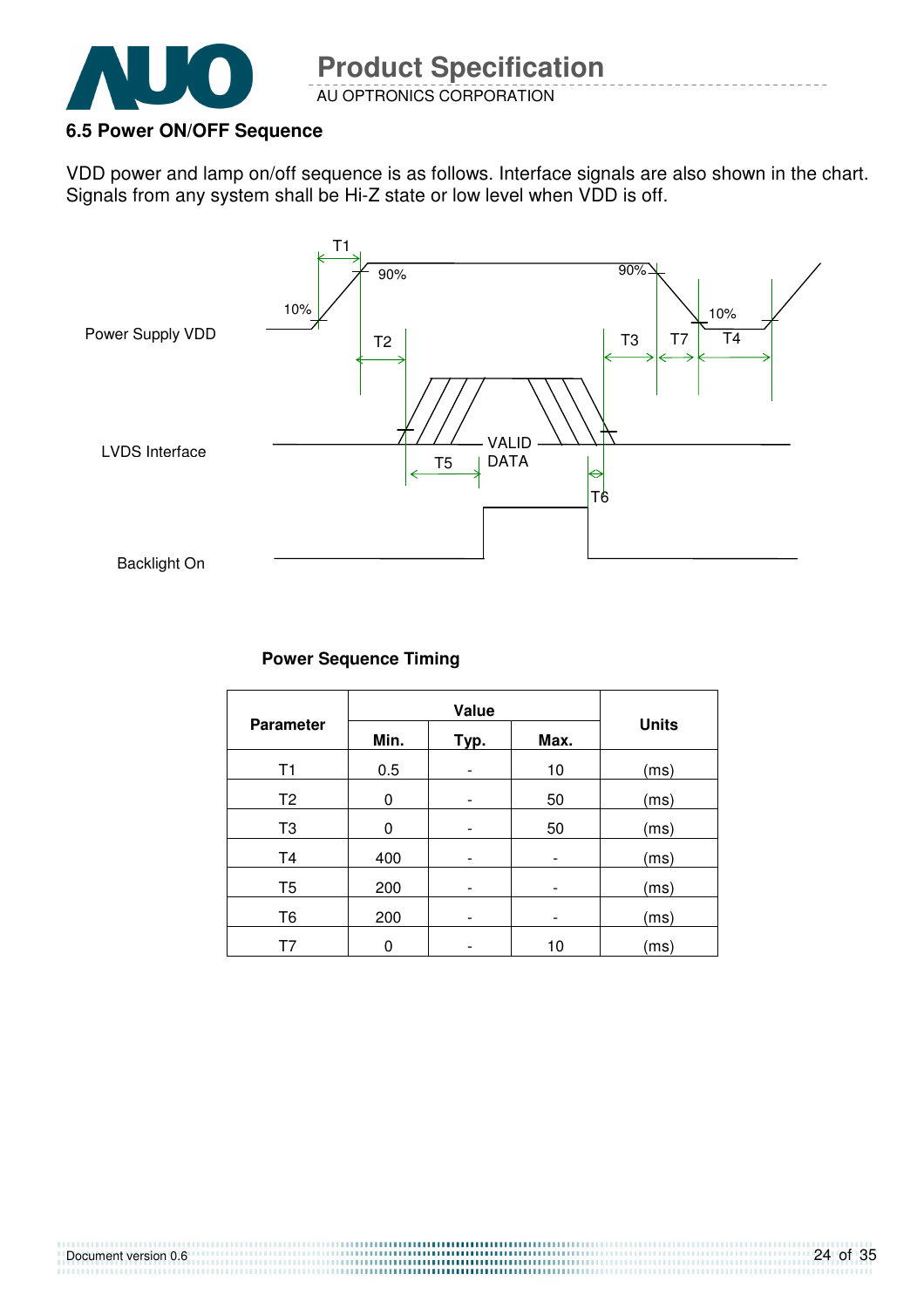### 6.5 Power ON/OFF Sequence

VDD power and lamp on/off sequence is as follows. Interface signals are also shown in the chart. Signals from any system shall be Hi-Z state or low level when VDD is off.

**Power Sequence Timing**

| Parameter | Value | | | Units |
|---|---|---|---|---|
| | Min. | Typ. | Max. | |
| T1 | 0.5 | - | 10 | (ms) |
| T2 | 0 | - | 50 | (ms) |
| T3 | 0 | - | 50 | (ms) |
| T4 | 400 | - | - | (ms) |
| T5 | 200 | - | - | (ms) |
| T6 | 200 | - | - | (ms) |
| T7 | 0 | - | 10 | (ms) |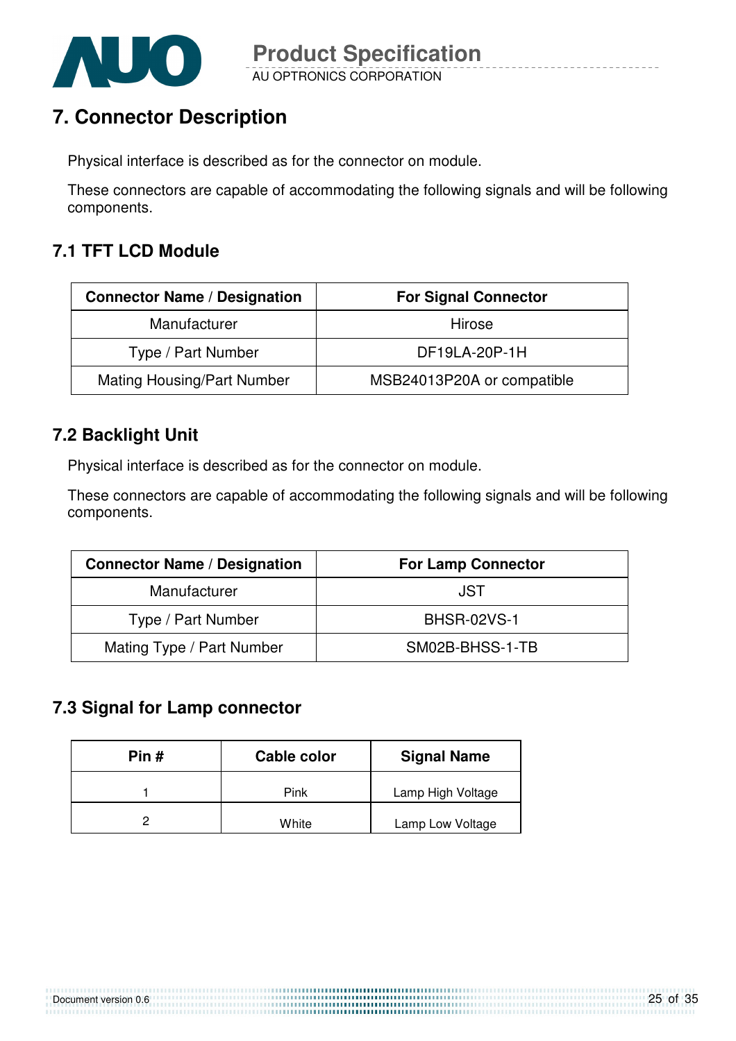# 7. Connector Description

Physical interface is described as for the connector on module.

These connectors are capable of accommodating the following signals and will be following components.

## 7.1 TFT LCD Module

| Connector Name / Designation | For Signal Connector |
|---|---|
| Manufacturer | Hirose |
| Type / Part Number | DF19LA-20P-1H |
| Mating Housing/Part Number | MSB24013P20A or compatible |

## 7.2 Backlight Unit

Physical interface is described as for the connector on module.

These connectors are capable of accommodating the following signals and will be following components.

| Connector Name / Designation | For Lamp Connector |
|---|---|
| Manufacturer | JST |
| Type / Part Number | BHSR-02VS-1 |
| Mating Type / Part Number | SM02B-BHSS-1-TB |

## 7.3 Signal for Lamp connector

| Pin # | Cable color | Signal Name |
|---|---|---|
| 1 | Pink | Lamp High Voltage |
| 2 | White | Lamp Low Voltage |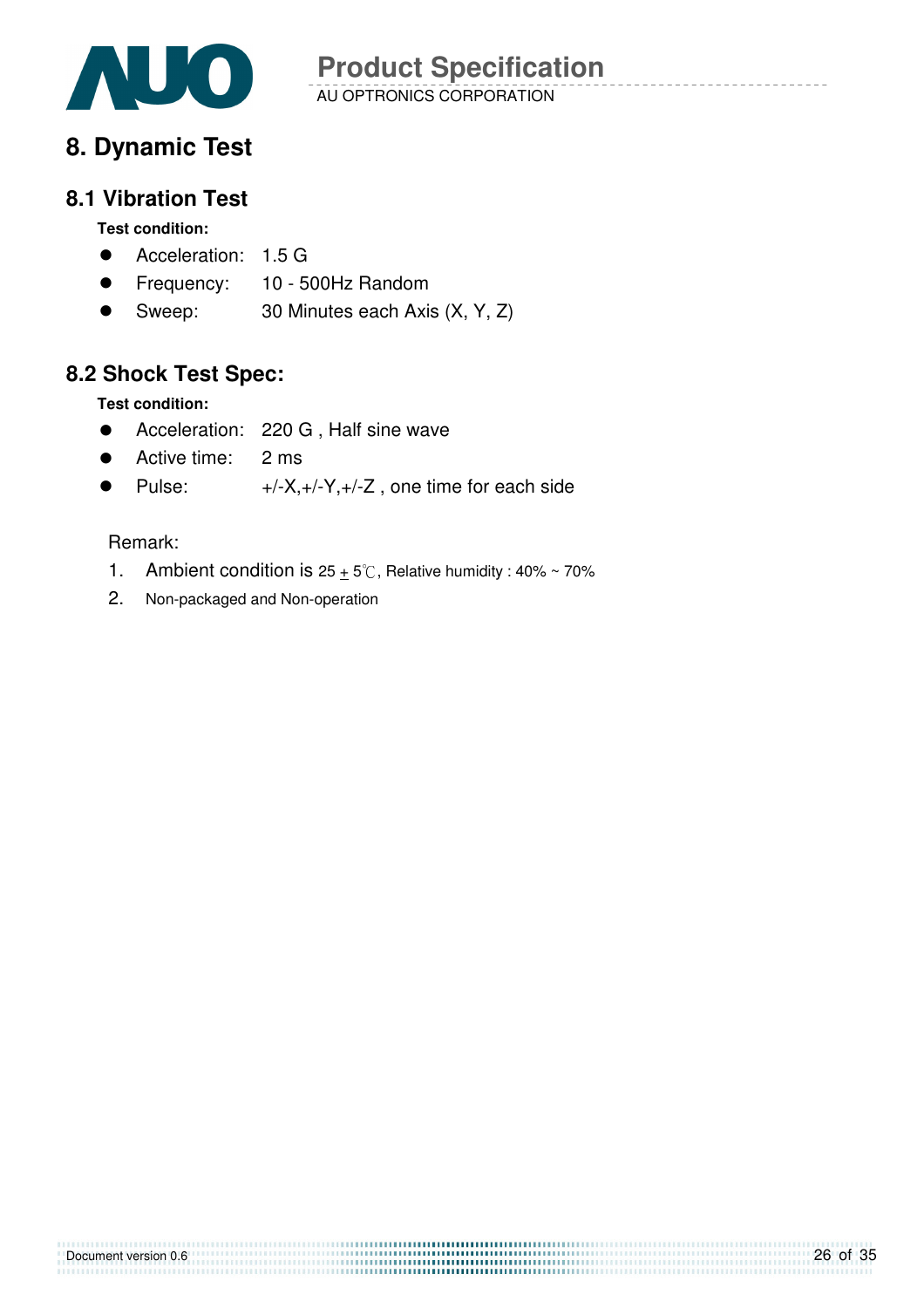# 8. Dynamic Test

## 8.1 Vibration Test

**Test condition:**

- Acceleration: 1.5 G
- Frequency: 10 - 500Hz Random
- Sweep: 30 Minutes each Axis (X, Y, Z)

## 8.2 Shock Test Spec:

**Test condition:**

- Acceleration: 220 G , Half sine wave
- Active time: 2 ms
- Pulse: +/-X,+/-Y,+/-Z , one time for each side

Remark:

1. Ambient condition is 25 ± 5℃, Relative humidity : 40% ~ 70%
2. Non-packaged and Non-operation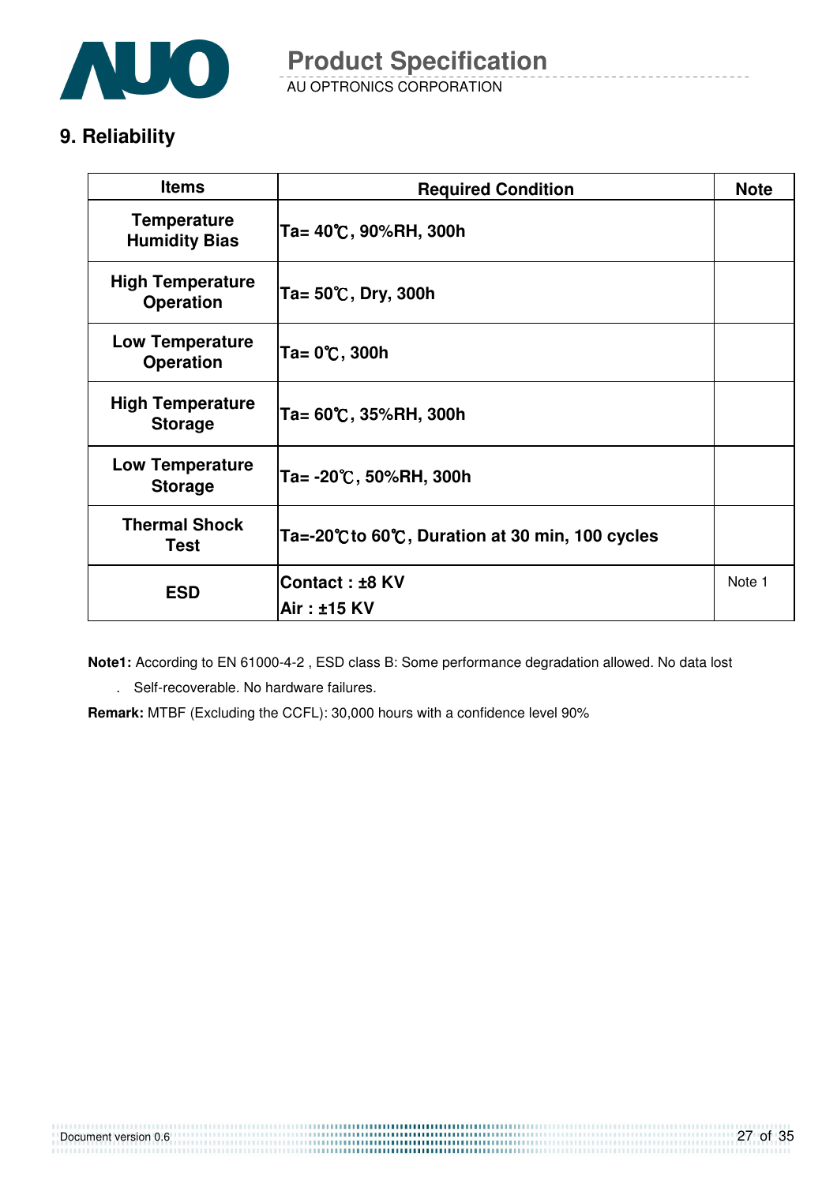## 9. Reliability

| Items | Required Condition | Note |
|---|---|---|
| Temperature Humidity Bias | Ta= 40℃, 90%RH, 300h | |
| High Temperature Operation | Ta= 50℃, Dry, 300h | |
| Low Temperature Operation | Ta= 0℃, 300h | |
| High Temperature Storage | Ta= 60℃, 35%RH, 300h | |
| Low Temperature Storage | Ta= -20℃, 50%RH, 300h | |
| Thermal Shock Test | Ta=-20℃to 60℃, Duration at 30 min, 100 cycles | |
| ESD | Contact : ±8 KV<br>Air : ±15 KV | Note 1 |

**Note1:** According to EN 61000-4-2 , ESD class B: Some performance degradation allowed. No data lost

. Self-recoverable. No hardware failures.

**Remark:** MTBF (Excluding the CCFL): 30,000 hours with a confidence level 90%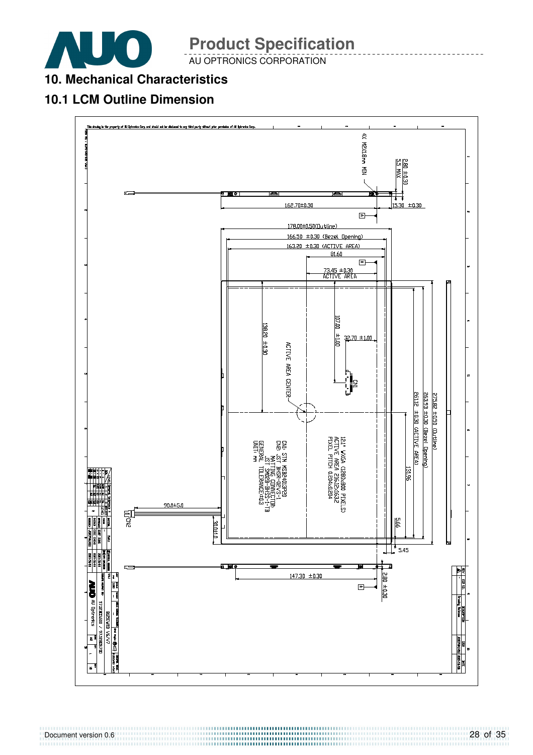# 10. Mechanical Characteristics

## 10.1 LCM Outline Dimension

This drawing is the property of AU Optronics Corp. and should not be disclosed to any third party without prior permission of AU Optronics Corp.

4X M2X1.8mm MIN

2.80 ±0.30

5.5 MAX

162.70±0.30

15.30 ±0.30

178.00±0.50(Outline)

166.50 ±0.30 (Bezel Opening)

163.20 ±0.30 (ACTIVE AREA)

81.60

73.45 ±0.30
ACTIVE AREA

107.00 ±1.00

32.70 ±1.00

138.20 ±0.30

ACTIVE AREA CENTER

CN1

275.82 ±0.50 (Outline)

263.93 ±0.30 (Bezel Opening)

261.12 ±0.30 (ACTIVE AREA)

131.96

12.1" WXGA (1280x800 PIXELS)
ACTIVE AREA 216.12X163.2
PIXEL PITCH 0.204x0.204

CN1: STM MSB24013P20
CN2: JST BHSR-02VS-1
MATING CONNECTOR:
JST SM02B-BHSS-1-TB
GENERAL TOLERANCE:±0.3
UNIT: mm

90.0±5.0

30.0±1.0

CN2

5.66

5.45

147.30 ±0.30

2.80 ±0.30

B121EW03 V6/V7

97.12B03.600 / 97.12B03.700

AU Optronics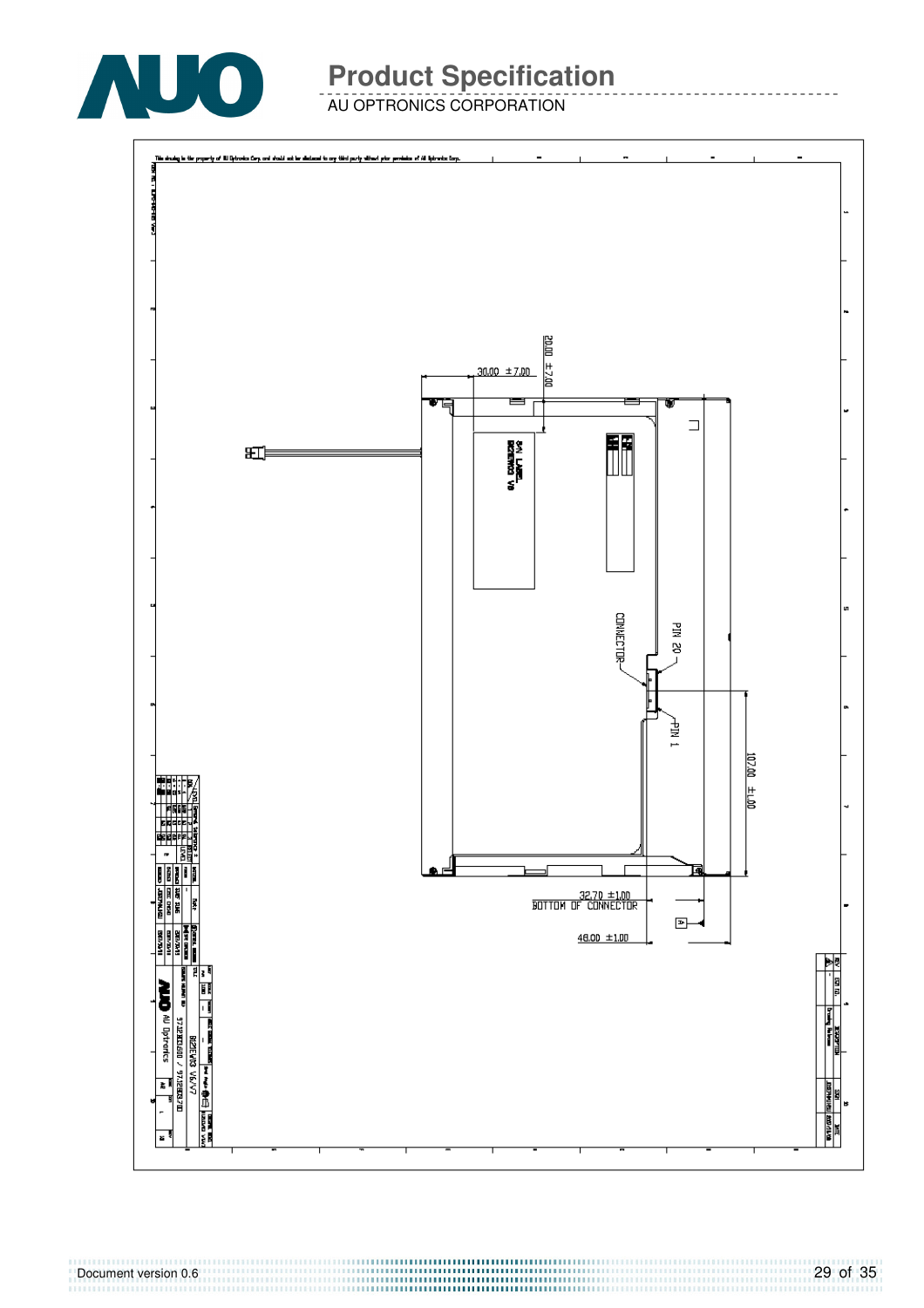This drawing is the property of AU Optronics Corp. and should not be disclosed to any third party without prior permission of AU Optronics Corp.

30.00 ±7.00

20.00 ±7.00

S/N LABEL
B121EW03 V6

CONNECTOR

PIN 20

PIN 1

107.00 ±1.00

32.70 ±1.00
BOTTOM OF CONNECTOR

48.00 ±1.00

B121EW03 V6/V7

97.12E03.600 / 97.12E03.700

AU Optronics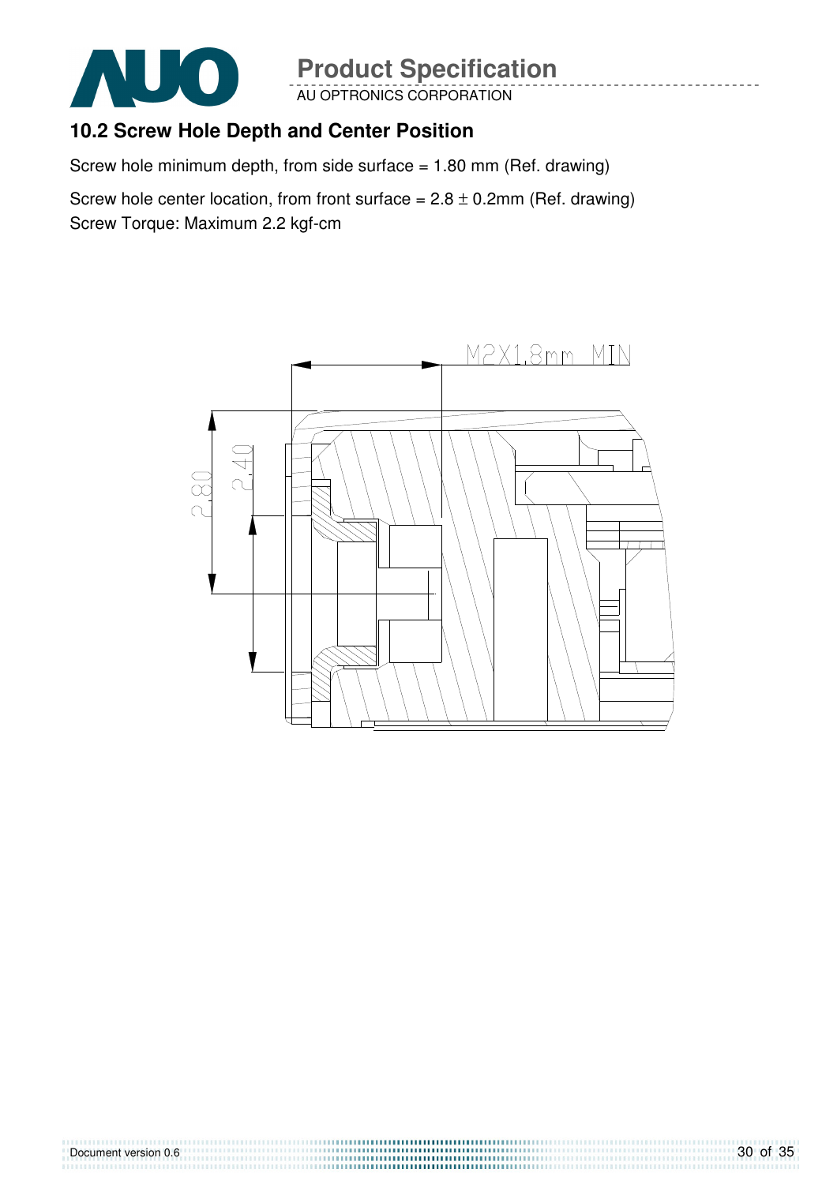## 10.2 Screw Hole Depth and Center Position

Screw hole minimum depth, from side surface = 1.80 mm (Ref. drawing)

Screw hole center location, from front surface = 2.8 ± 0.2mm (Ref. drawing)
Screw Torque: Maximum 2.2 kgf-cm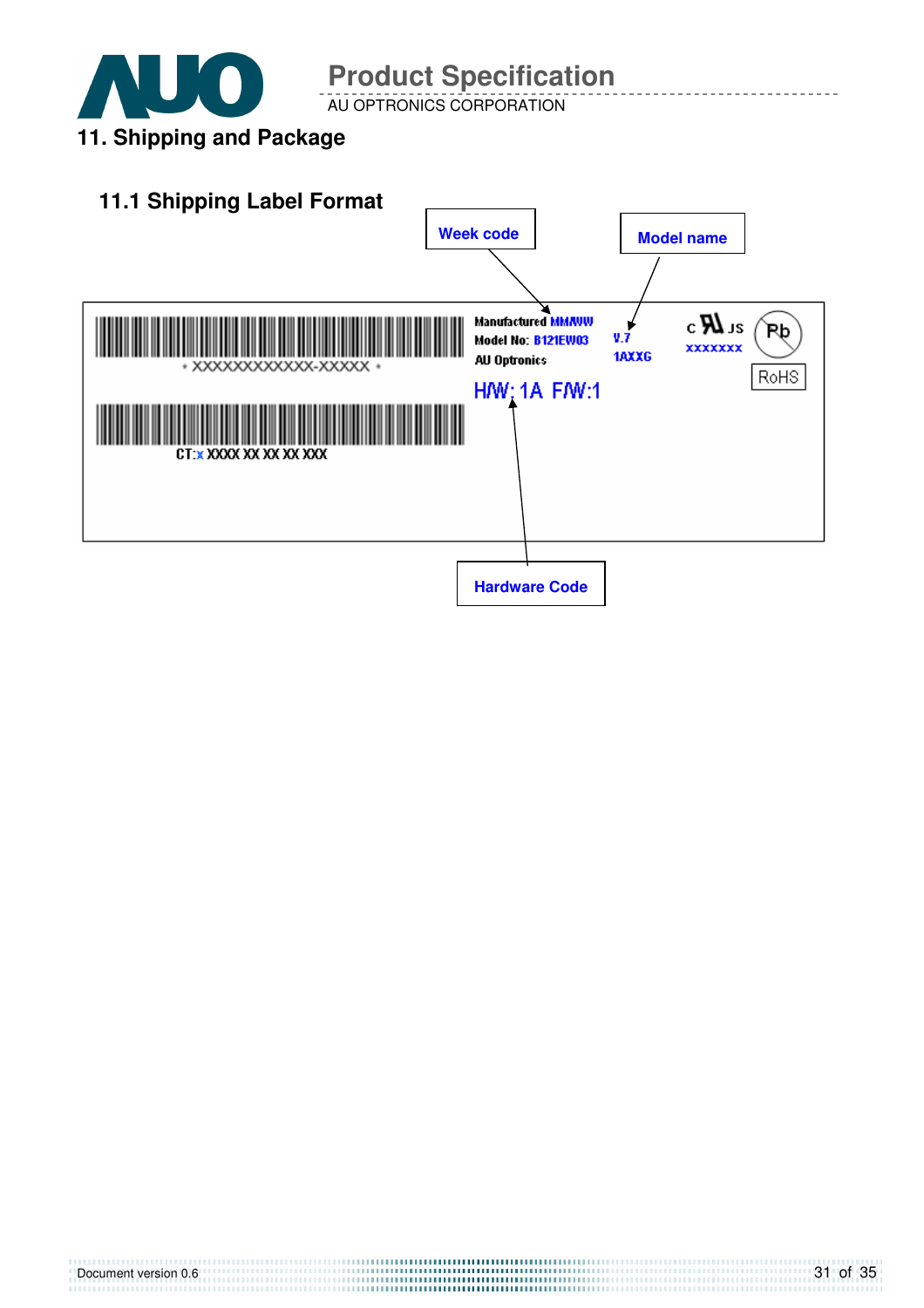# 11. Shipping and Package

## 11.1 Shipping Label Format

Week code

Model name

* XXXXXXXXXXXX-XXXXX *

Manufactured MM/WW
Model No: B121EW03 V.7
AU Optronics 1AXXG

XXXXXXX

RoHS

H/W: 1A F/W:1

CT: x XXXX XX XX XX XXX

Hardware Code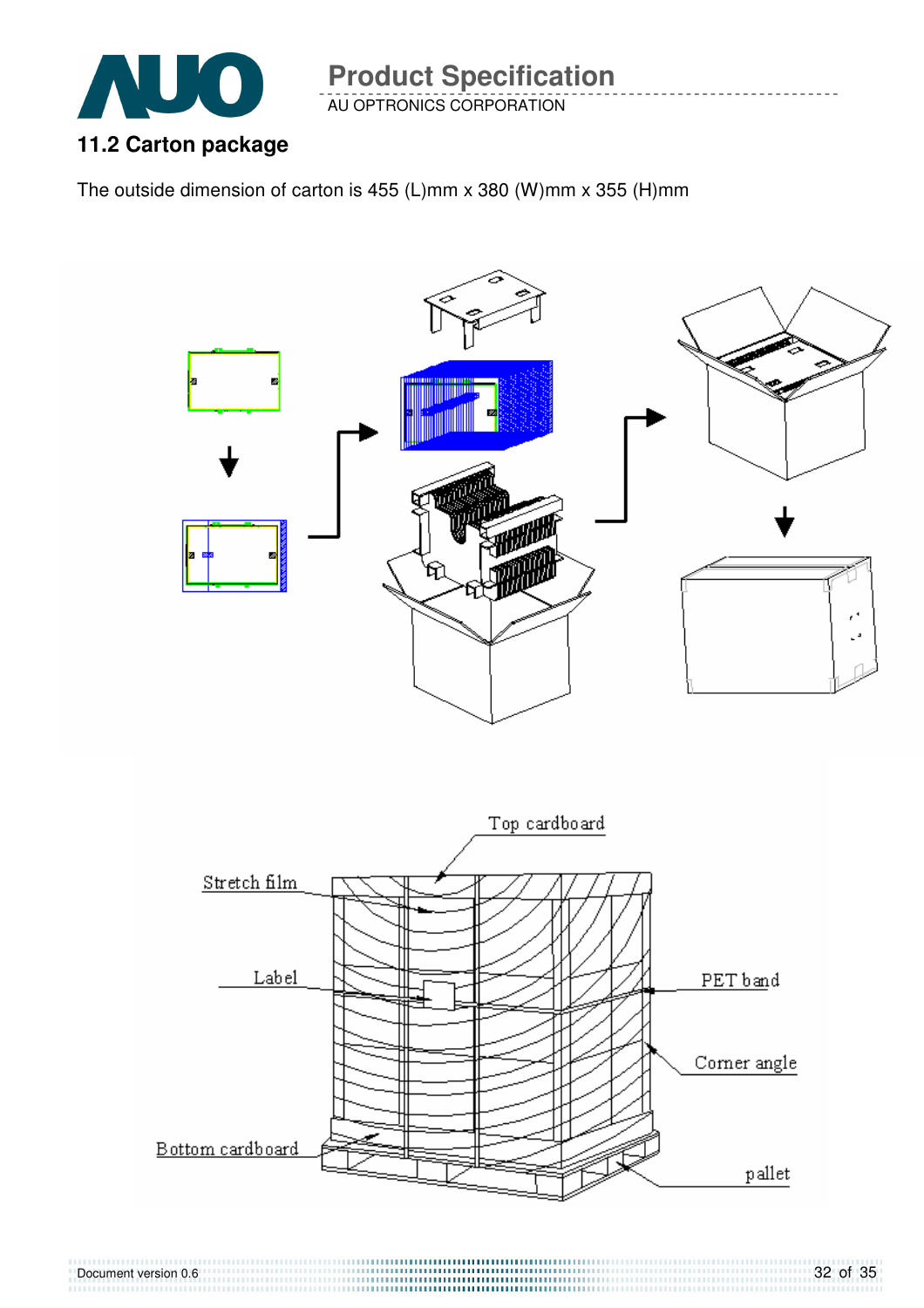## 11.2 Carton package

The outside dimension of carton is 455 (L)mm x 380 (W)mm x 355 (H)mm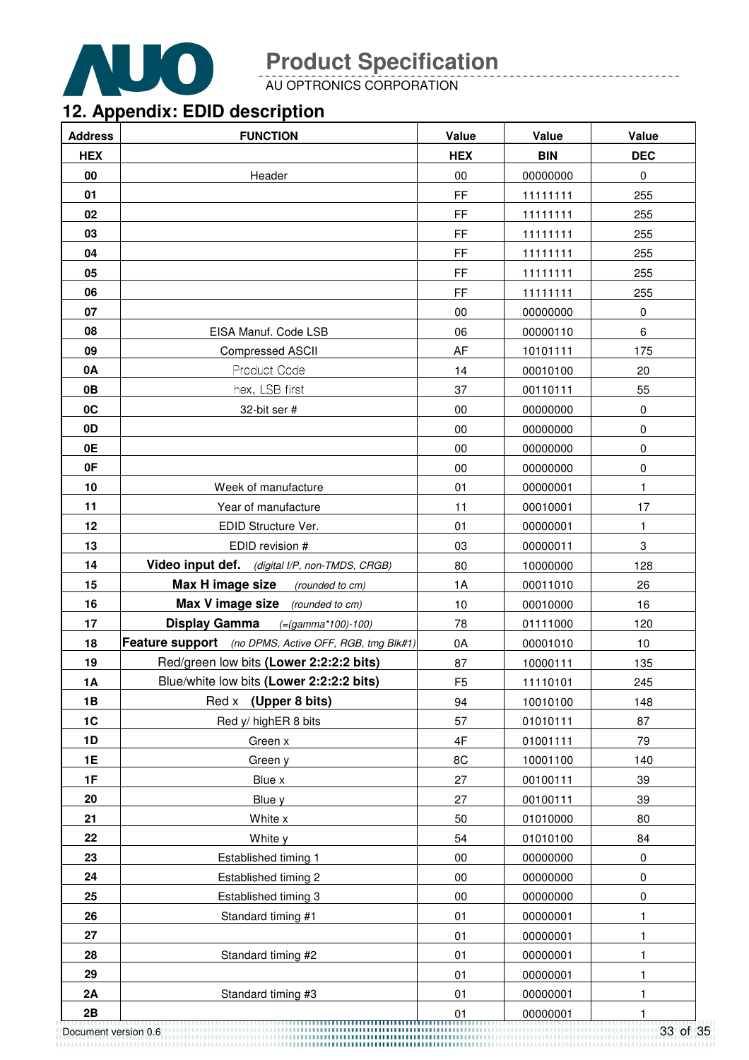## 12. Appendix: EDID description

| Address | FUNCTION | Value | Value | Value |
|---|---|---|---|---|
| HEX | | HEX | BIN | DEC |
| 00 | Header | 00 | 00000000 | 0 |
| 01 | | FF | 11111111 | 255 |
| 02 | | FF | 11111111 | 255 |
| 03 | | FF | 11111111 | 255 |
| 04 | | FF | 11111111 | 255 |
| 05 | | FF | 11111111 | 255 |
| 06 | | FF | 11111111 | 255 |
| 07 | | 00 | 00000000 | 0 |
| 08 | EISA Manuf. Code LSB | 06 | 00000110 | 6 |
| 09 | Compressed ASCII | AF | 10101111 | 175 |
| 0A | Product Code | 14 | 00010100 | 20 |
| 0B | hex, LSB first | 37 | 00110111 | 55 |
| 0C | 32-bit ser # | 00 | 00000000 | 0 |
| 0D | | 00 | 00000000 | 0 |
| 0E | | 00 | 00000000 | 0 |
| 0F | | 00 | 00000000 | 0 |
| 10 | Week of manufacture | 01 | 00000001 | 1 |
| 11 | Year of manufacture | 11 | 00010001 | 17 |
| 12 | EDID Structure Ver. | 01 | 00000001 | 1 |
| 13 | EDID revision # | 03 | 00000011 | 3 |
| 14 | **Video input def.** *(digital I/P, non-TMDS, CRGB)* | 80 | 10000000 | 128 |
| 15 | **Max H image size** *(rounded to cm)* | 1A | 00011010 | 26 |
| 16 | **Max V image size** *(rounded to cm)* | 10 | 00010000 | 16 |
| 17 | **Display Gamma** *(=(gamma\*100)-100)* | 78 | 01111000 | 120 |
| 18 | **Feature support** *(no DPMS, Active OFF, RGB, tmg Blk#1)* | 0A | 00001010 | 10 |
| 19 | Red/green low bits **(Lower 2:2:2:2 bits)** | 87 | 10000111 | 135 |
| 1A | Blue/white low bits **(Lower 2:2:2:2 bits)** | F5 | 11110101 | 245 |
| 1B | Red x **(Upper 8 bits)** | 94 | 10010100 | 148 |
| 1C | Red y/ highER 8 bits | 57 | 01010111 | 87 |
| 1D | Green x | 4F | 01001111 | 79 |
| 1E | Green y | 8C | 10001100 | 140 |
| 1F | Blue x | 27 | 00100111 | 39 |
| 20 | Blue y | 27 | 00100111 | 39 |
| 21 | White x | 50 | 01010000 | 80 |
| 22 | White y | 54 | 01010100 | 84 |
| 23 | Established timing 1 | 00 | 00000000 | 0 |
| 24 | Established timing 2 | 00 | 00000000 | 0 |
| 25 | Established timing 3 | 00 | 00000000 | 0 |
| 26 | Standard timing #1 | 01 | 00000001 | 1 |
| 27 | | 01 | 00000001 | 1 |
| 28 | Standard timing #2 | 01 | 00000001 | 1 |
| 29 | | 01 | 00000001 | 1 |
| 2A | Standard timing #3 | 01 | 00000001 | 1 |
| 2B | | 01 | 00000001 | 1 |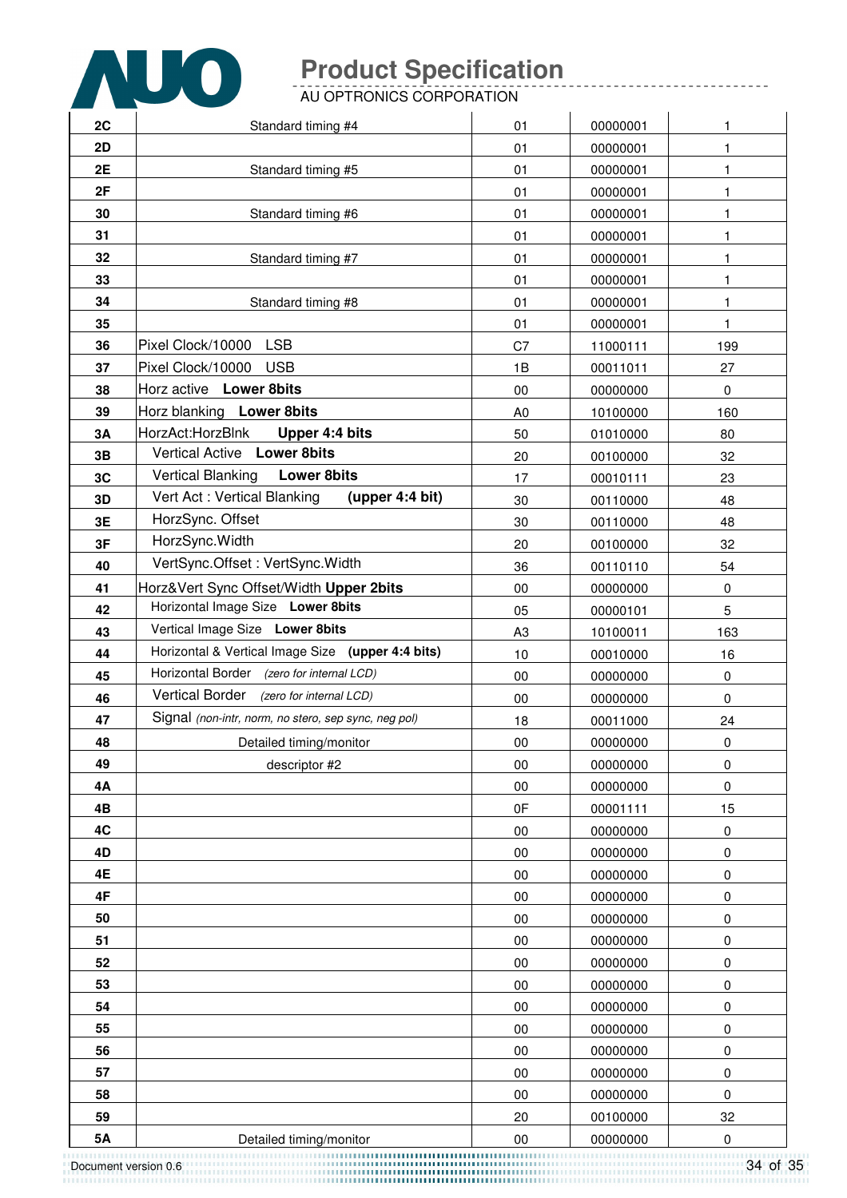| | | | | |
|---|---|---|---|---|
| **2C** | Standard timing #4 | 01 | 00000001 | 1 |
| **2D** | | 01 | 00000001 | 1 |
| **2E** | Standard timing #5 | 01 | 00000001 | 1 |
| **2F** | | 01 | 00000001 | 1 |
| **30** | Standard timing #6 | 01 | 00000001 | 1 |
| **31** | | 01 | 00000001 | 1 |
| **32** | Standard timing #7 | 01 | 00000001 | 1 |
| **33** | | 01 | 00000001 | 1 |
| **34** | Standard timing #8 | 01 | 00000001 | 1 |
| **35** | | 01 | 00000001 | 1 |
| **36** | Pixel Clock/10000 LSB | C7 | 11000111 | 199 |
| **37** | Pixel Clock/10000 USB | 1B | 00011011 | 27 |
| **38** | Horz active **Lower 8bits** | 00 | 00000000 | 0 |
| **39** | Horz blanking **Lower 8bits** | A0 | 10100000 | 160 |
| **3A** | HorzAct:HorzBlnk **Upper 4:4 bits** | 50 | 01010000 | 80 |
| **3B** | Vertical Active **Lower 8bits** | 20 | 00100000 | 32 |
| **3C** | Vertical Blanking **Lower 8bits** | 17 | 00010111 | 23 |
| **3D** | Vert Act : Vertical Blanking **(upper 4:4 bit)** | 30 | 00110000 | 48 |
| **3E** | HorzSync. Offset | 30 | 00110000 | 48 |
| **3F** | HorzSync.Width | 20 | 00100000 | 32 |
| **40** | VertSync.Offset : VertSync.Width | 36 | 00110110 | 54 |
| **41** | Horz&Vert Sync Offset/Width **Upper 2bits** | 00 | 00000000 | 0 |
| **42** | Horizontal Image Size **Lower 8bits** | 05 | 00000101 | 5 |
| **43** | Vertical Image Size **Lower 8bits** | A3 | 10100011 | 163 |
| **44** | Horizontal & Vertical Image Size **(upper 4:4 bits)** | 10 | 00010000 | 16 |
| **45** | Horizontal Border *(zero for internal LCD)* | 00 | 00000000 | 0 |
| **46** | Vertical Border *(zero for internal LCD)* | 00 | 00000000 | 0 |
| **47** | Signal *(non-intr, norm, no stero, sep sync, neg pol)* | 18 | 00011000 | 24 |
| **48** | Detailed timing/monitor | 00 | 00000000 | 0 |
| **49** | descriptor #2 | 00 | 00000000 | 0 |
| **4A** | | 00 | 00000000 | 0 |
| **4B** | | 0F | 00001111 | 15 |
| **4C** | | 00 | 00000000 | 0 |
| **4D** | | 00 | 00000000 | 0 |
| **4E** | | 00 | 00000000 | 0 |
| **4F** | | 00 | 00000000 | 0 |
| **50** | | 00 | 00000000 | 0 |
| **51** | | 00 | 00000000 | 0 |
| **52** | | 00 | 00000000 | 0 |
| **53** | | 00 | 00000000 | 0 |
| **54** | | 00 | 00000000 | 0 |
| **55** | | 00 | 00000000 | 0 |
| **56** | | 00 | 00000000 | 0 |
| **57** | | 00 | 00000000 | 0 |
| **58** | | 00 | 00000000 | 0 |
| **59** | | 20 | 00100000 | 32 |
| **5A** | Detailed timing/monitor | 00 | 00000000 | 0 |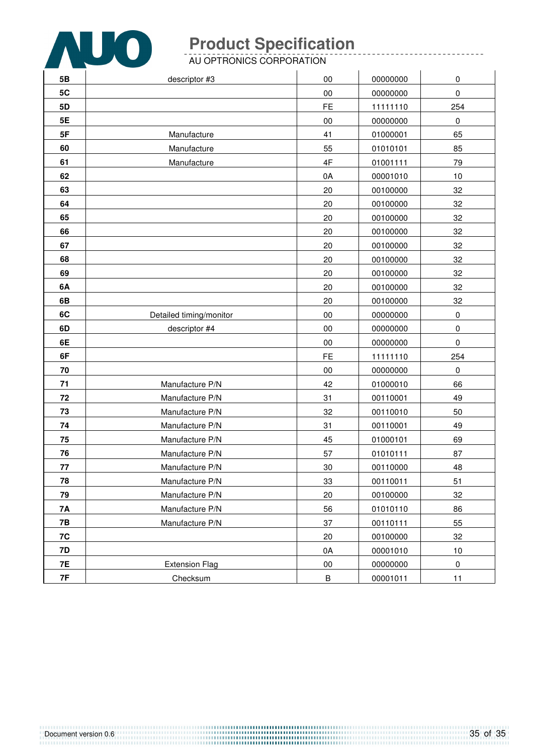| | | | | |
|---|---|---|---|---|
| **5B** | descriptor #3 | 00 | 00000000 | 0 |
| **5C** | | 00 | 00000000 | 0 |
| **5D** | | FE | 11111110 | 254 |
| **5E** | | 00 | 00000000 | 0 |
| **5F** | Manufacture | 41 | 01000001 | 65 |
| **60** | Manufacture | 55 | 01010101 | 85 |
| **61** | Manufacture | 4F | 01001111 | 79 |
| **62** | | 0A | 00001010 | 10 |
| **63** | | 20 | 00100000 | 32 |
| **64** | | 20 | 00100000 | 32 |
| **65** | | 20 | 00100000 | 32 |
| **66** | | 20 | 00100000 | 32 |
| **67** | | 20 | 00100000 | 32 |
| **68** | | 20 | 00100000 | 32 |
| **69** | | 20 | 00100000 | 32 |
| **6A** | | 20 | 00100000 | 32 |
| **6B** | | 20 | 00100000 | 32 |
| **6C** | Detailed timing/monitor | 00 | 00000000 | 0 |
| **6D** | descriptor #4 | 00 | 00000000 | 0 |
| **6E** | | 00 | 00000000 | 0 |
| **6F** | | FE | 11111110 | 254 |
| **70** | | 00 | 00000000 | 0 |
| **71** | Manufacture P/N | 42 | 01000010 | 66 |
| **72** | Manufacture P/N | 31 | 00110001 | 49 |
| **73** | Manufacture P/N | 32 | 00110010 | 50 |
| **74** | Manufacture P/N | 31 | 00110001 | 49 |
| **75** | Manufacture P/N | 45 | 01000101 | 69 |
| **76** | Manufacture P/N | 57 | 01010111 | 87 |
| **77** | Manufacture P/N | 30 | 00110000 | 48 |
| **78** | Manufacture P/N | 33 | 00110011 | 51 |
| **79** | Manufacture P/N | 20 | 00100000 | 32 |
| **7A** | Manufacture P/N | 56 | 01010110 | 86 |
| **7B** | Manufacture P/N | 37 | 00110111 | 55 |
| **7C** | | 20 | 00100000 | 32 |
| **7D** | | 0A | 00001010 | 10 |
| **7E** | Extension Flag | 00 | 00000000 | 0 |
| **7F** | Checksum | B | 00001011 | 11 |